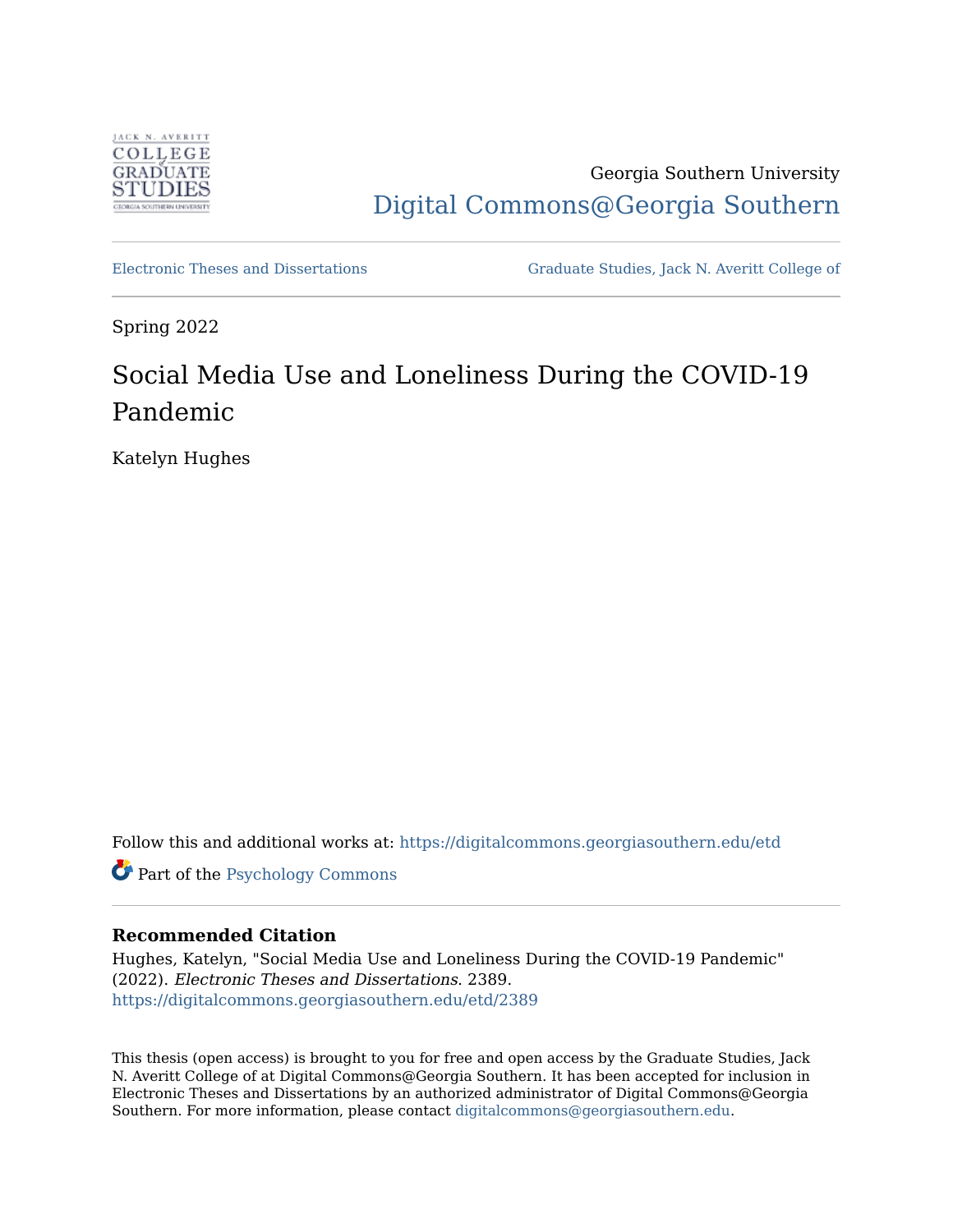Georgia Southern University

Digital Commons@Georgia Southern

Electronic Theses and Dissertations | Graduate Studies, Jack N. Averitt College of

Spring 2022

# Social Media Use and Loneliness During the COVID-19 Pandemic

Katelyn Hughes

Follow this and additional works at: https://digitalcommons.georgiasouthern.edu/etd

Part of the Psychology Commons

### Recommended Citation

Hughes, Katelyn, "Social Media Use and Loneliness During the COVID-19 Pandemic" (2022). *Electronic Theses and Dissertations*. 2389.
https://digitalcommons.georgiasouthern.edu/etd/2389

This thesis (open access) is brought to you for free and open access by the Graduate Studies, Jack N. Averitt College of at Digital Commons@Georgia Southern. It has been accepted for inclusion in Electronic Theses and Dissertations by an authorized administrator of Digital Commons@Georgia Southern. For more information, please contact digitalcommons@georgiasouthern.edu.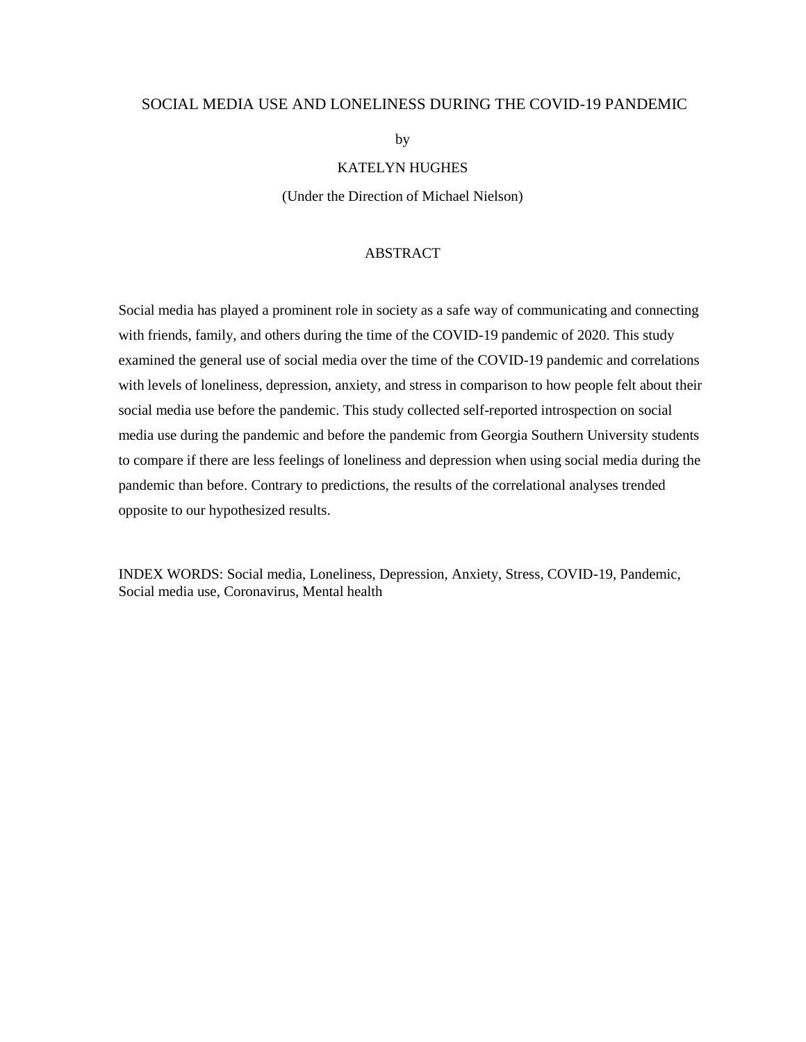# SOCIAL MEDIA USE AND LONELINESS DURING THE COVID-19 PANDEMIC

by

KATELYN HUGHES

(Under the Direction of Michael Nielson)

## ABSTRACT

Social media has played a prominent role in society as a safe way of communicating and connecting with friends, family, and others during the time of the COVID-19 pandemic of 2020. This study examined the general use of social media over the time of the COVID-19 pandemic and correlations with levels of loneliness, depression, anxiety, and stress in comparison to how people felt about their social media use before the pandemic. This study collected self-reported introspection on social media use during the pandemic and before the pandemic from Georgia Southern University students to compare if there are less feelings of loneliness and depression when using social media during the pandemic than before. Contrary to predictions, the results of the correlational analyses trended opposite to our hypothesized results.

INDEX WORDS: Social media, Loneliness, Depression, Anxiety, Stress, COVID-19, Pandemic, Social media use, Coronavirus, Mental health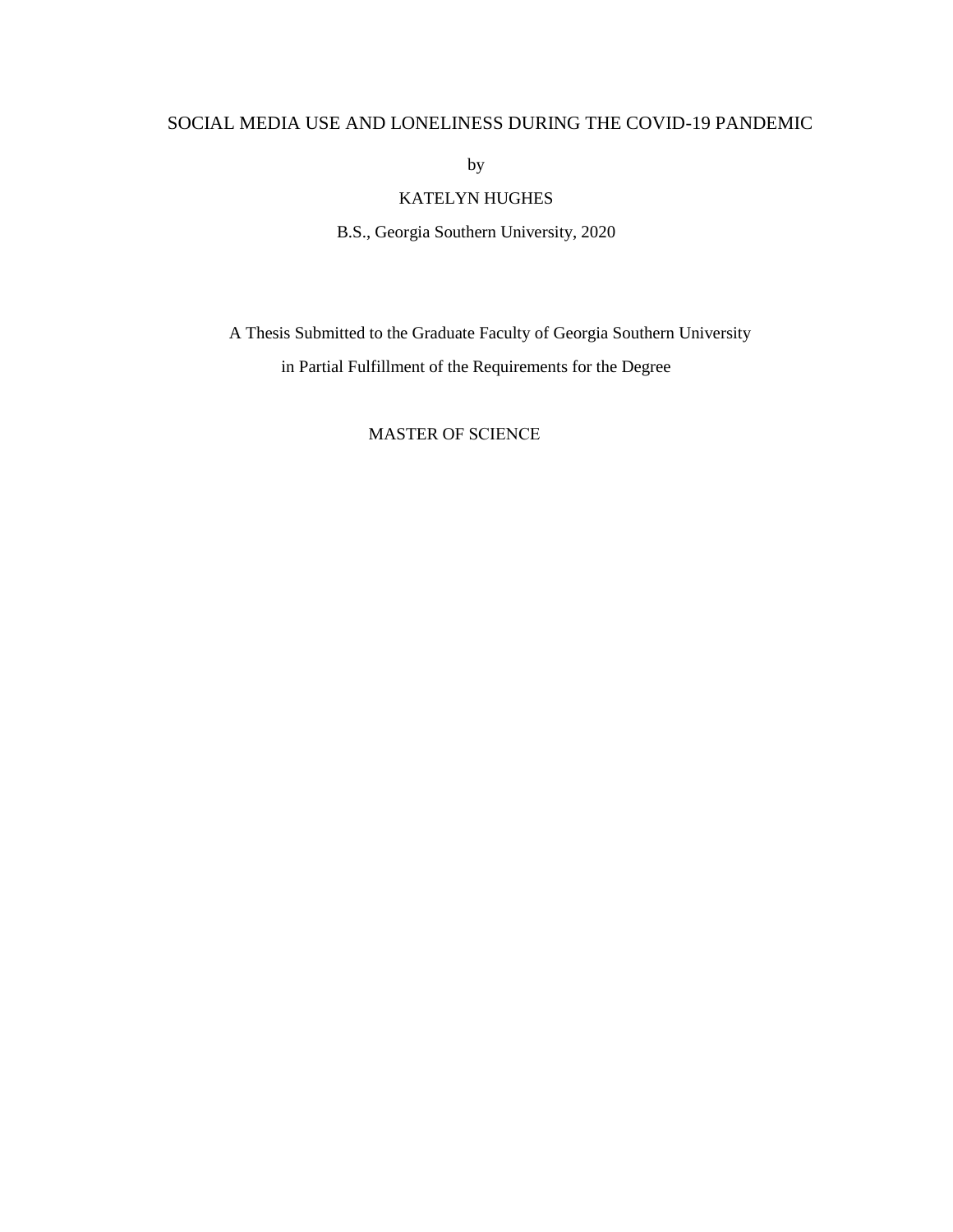SOCIAL MEDIA USE AND LONELINESS DURING THE COVID-19 PANDEMIC

by

KATELYN HUGHES

B.S., Georgia Southern University, 2020

A Thesis Submitted to the Graduate Faculty of Georgia Southern University

in Partial Fulfillment of the Requirements for the Degree

MASTER OF SCIENCE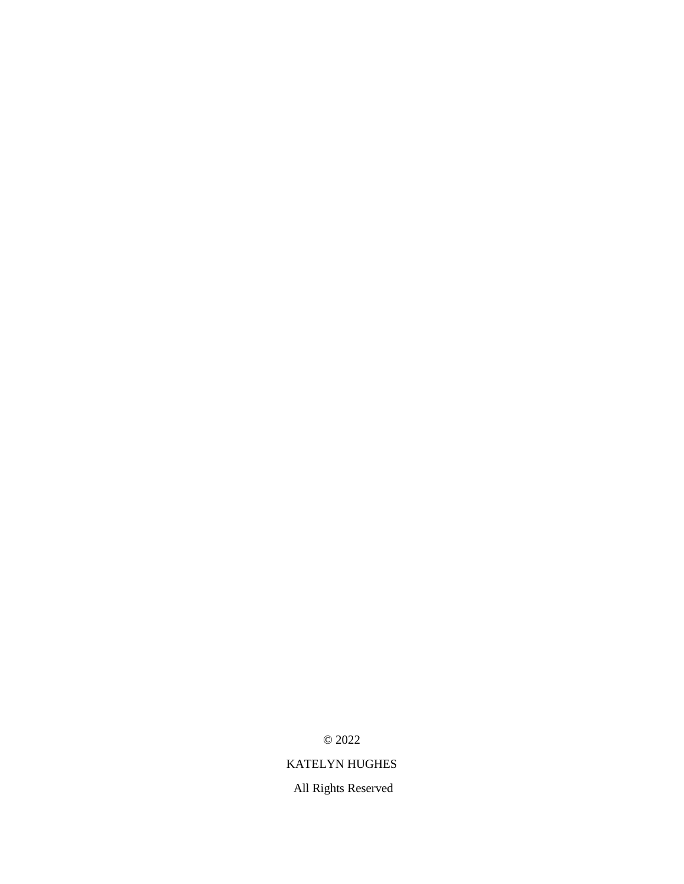© 2022

KATELYN HUGHES

All Rights Reserved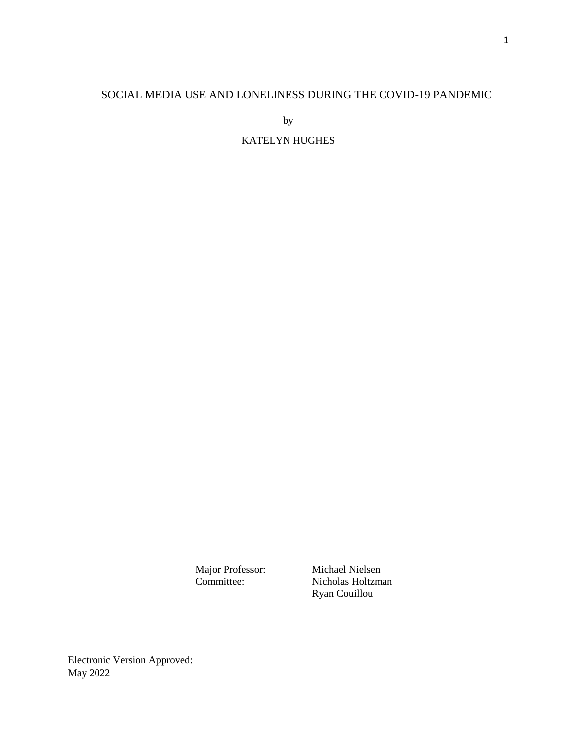# SOCIAL MEDIA USE AND LONELINESS DURING THE COVID-19 PANDEMIC

by

KATELYN HUGHES

| | |
|---|---|
| Major Professor: | Michael Nielsen |
| Committee: | Nicholas Holtzman |
| | Ryan Couillou |

Electronic Version Approved:
May 2022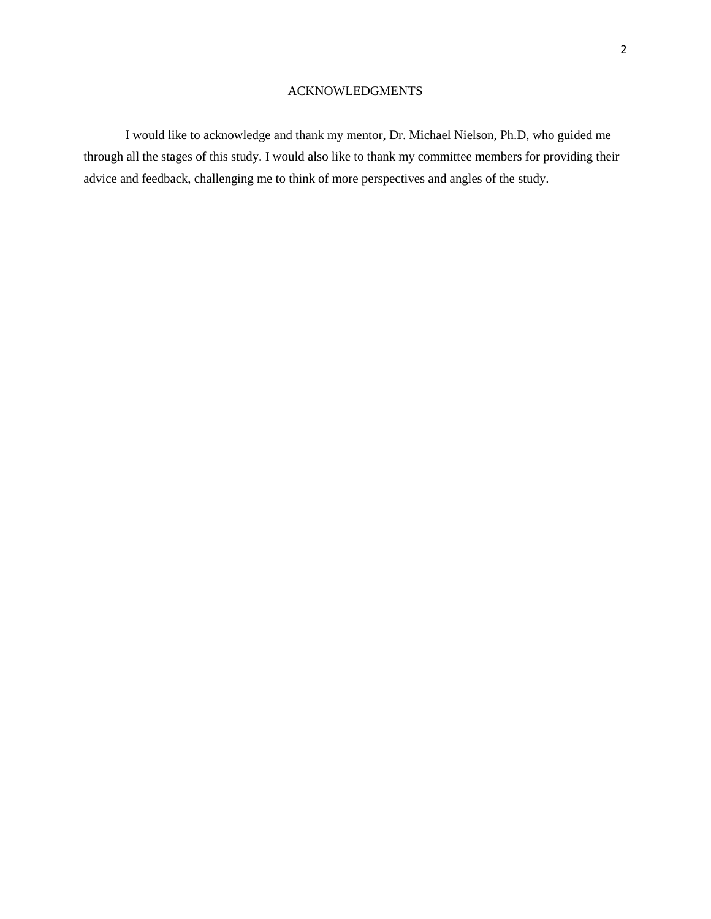# ACKNOWLEDGMENTS

I would like to acknowledge and thank my mentor, Dr. Michael Nielson, Ph.D, who guided me through all the stages of this study. I would also like to thank my committee members for providing their advice and feedback, challenging me to think of more perspectives and angles of the study.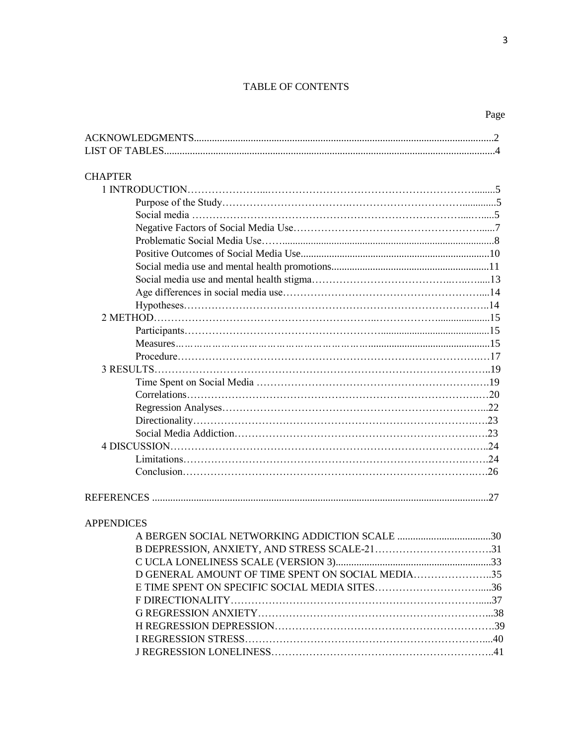# TABLE OF CONTENTS

| | Page |
|---|---|
| ACKNOWLEDGMENTS | 2 |
| LIST OF TABLES | 4 |
| **CHAPTER** | |
| 1 INTRODUCTION | 5 |
| Purpose of the Study | 5 |
| Social media | 5 |
| Negative Factors of Social Media Use | 7 |
| Problematic Social Media Use | 8 |
| Positive Outcomes of Social Media Use | 10 |
| Social media use and mental health promotions | 11 |
| Social media use and mental health stigma | 13 |
| Age differences in social media use | 14 |
| Hypotheses | 14 |
| 2 METHOD | 15 |
| Participants | 15 |
| Measures | 15 |
| Procedure | 17 |
| 3 RESULTS | 19 |
| Time Spent on Social Media | 19 |
| Correlations | 20 |
| Regression Analyses | 22 |
| Directionality | 23 |
| Social Media Addiction | 23 |
| 4 DISCUSSION | 24 |
| Limitations | 24 |
| Conclusion | 26 |
| REFERENCES | 27 |
| **APPENDICES** | |
| A BERGEN SOCIAL NETWORKING ADDICTION SCALE | 30 |
| B DEPRESSION, ANXIETY, AND STRESS SCALE-21 | 31 |
| C UCLA LONELINESS SCALE (VERSION 3) | 33 |
| D GENERAL AMOUNT OF TIME SPENT ON SOCIAL MEDIA | 35 |
| E TIME SPENT ON SPECIFIC SOCIAL MEDIA SITES | 36 |
| F DIRECTIONALITY | 37 |
| G REGRESSION ANXIETY | 38 |
| H REGRESSION DEPRESSION | 39 |
| I REGRESSION STRESS | 40 |
| J REGRESSION LONELINESS | 41 |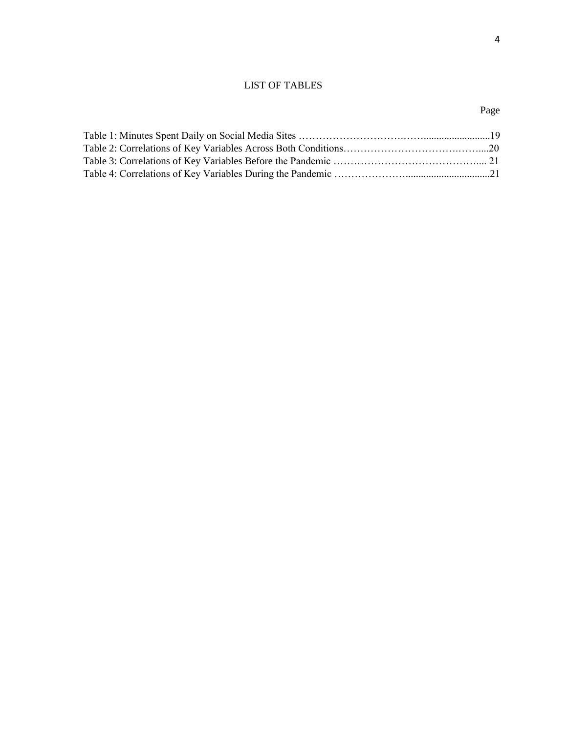# LIST OF TABLES

Page

Table 1: Minutes Spent Daily on Social Media Sites ……………………………………..........................19
Table 2: Correlations of Key Variables Across Both Conditions…………………………………….…....20
Table 3: Correlations of Key Variables Before the Pandemic …………………………………….... 21
Table 4: Correlations of Key Variables During the Pandemic …………………..................................21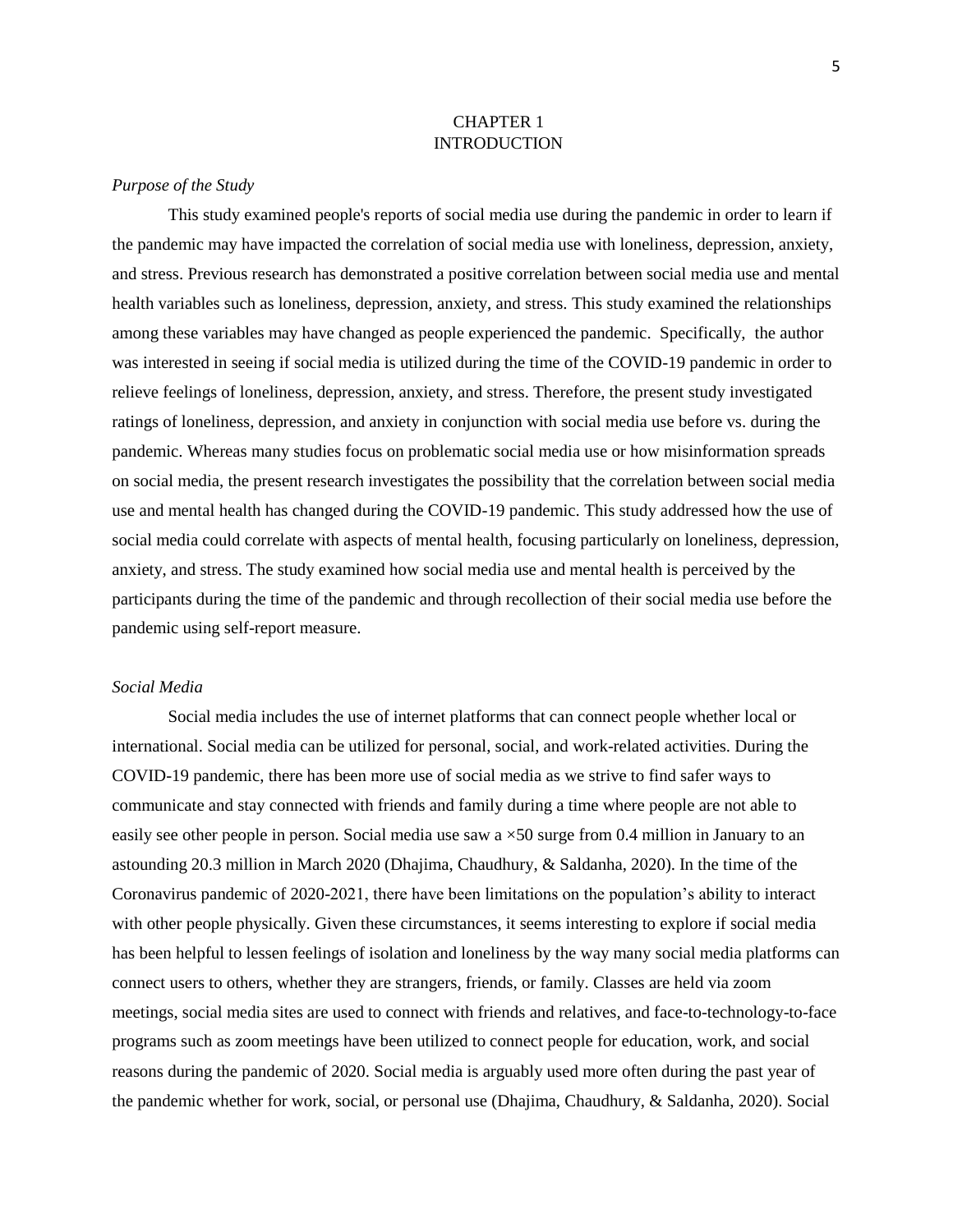# CHAPTER 1
# INTRODUCTION

*Purpose of the Study*

This study examined people's reports of social media use during the pandemic in order to learn if the pandemic may have impacted the correlation of social media use with loneliness, depression, anxiety, and stress. Previous research has demonstrated a positive correlation between social media use and mental health variables such as loneliness, depression, anxiety, and stress. This study examined the relationships among these variables may have changed as people experienced the pandemic. Specifically, the author was interested in seeing if social media is utilized during the time of the COVID-19 pandemic in order to relieve feelings of loneliness, depression, anxiety, and stress. Therefore, the present study investigated ratings of loneliness, depression, and anxiety in conjunction with social media use before vs. during the pandemic. Whereas many studies focus on problematic social media use or how misinformation spreads on social media, the present research investigates the possibility that the correlation between social media use and mental health has changed during the COVID-19 pandemic. This study addressed how the use of social media could correlate with aspects of mental health, focusing particularly on loneliness, depression, anxiety, and stress. The study examined how social media use and mental health is perceived by the participants during the time of the pandemic and through recollection of their social media use before the pandemic using self-report measure.

*Social Media*

Social media includes the use of internet platforms that can connect people whether local or international. Social media can be utilized for personal, social, and work-related activities. During the COVID-19 pandemic, there has been more use of social media as we strive to find safer ways to communicate and stay connected with friends and family during a time where people are not able to easily see other people in person. Social media use saw a ×50 surge from 0.4 million in January to an astounding 20.3 million in March 2020 (Dhajima, Chaudhury, & Saldanha, 2020). In the time of the Coronavirus pandemic of 2020-2021, there have been limitations on the population's ability to interact with other people physically. Given these circumstances, it seems interesting to explore if social media has been helpful to lessen feelings of isolation and loneliness by the way many social media platforms can connect users to others, whether they are strangers, friends, or family. Classes are held via zoom meetings, social media sites are used to connect with friends and relatives, and face-to-technology-to-face programs such as zoom meetings have been utilized to connect people for education, work, and social reasons during the pandemic of 2020. Social media is arguably used more often during the past year of the pandemic whether for work, social, or personal use (Dhajima, Chaudhury, & Saldanha, 2020). Social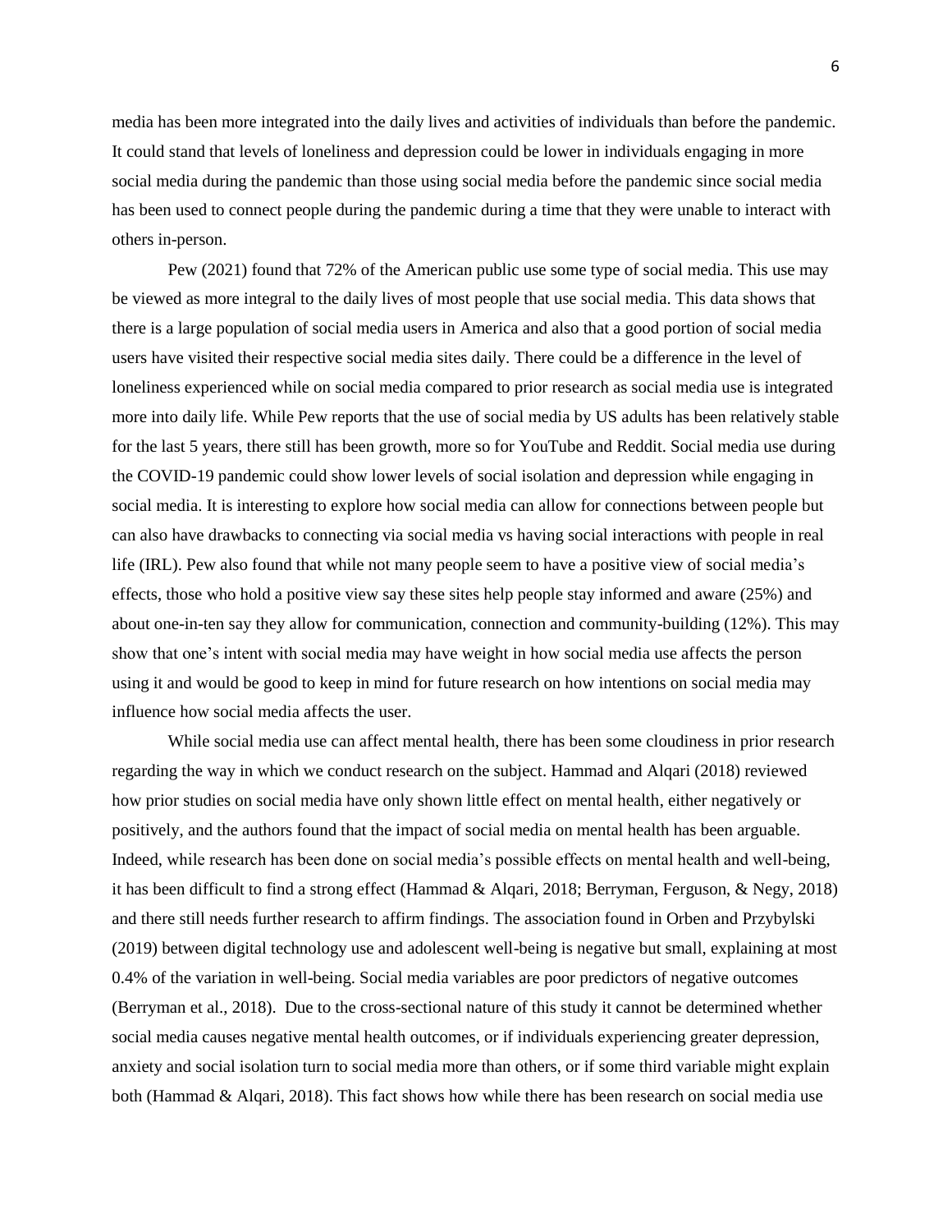media has been more integrated into the daily lives and activities of individuals than before the pandemic. It could stand that levels of loneliness and depression could be lower in individuals engaging in more social media during the pandemic than those using social media before the pandemic since social media has been used to connect people during the pandemic during a time that they were unable to interact with others in-person.

Pew (2021) found that 72% of the American public use some type of social media. This use may be viewed as more integral to the daily lives of most people that use social media. This data shows that there is a large population of social media users in America and also that a good portion of social media users have visited their respective social media sites daily. There could be a difference in the level of loneliness experienced while on social media compared to prior research as social media use is integrated more into daily life. While Pew reports that the use of social media by US adults has been relatively stable for the last 5 years, there still has been growth, more so for YouTube and Reddit. Social media use during the COVID-19 pandemic could show lower levels of social isolation and depression while engaging in social media. It is interesting to explore how social media can allow for connections between people but can also have drawbacks to connecting via social media vs having social interactions with people in real life (IRL). Pew also found that while not many people seem to have a positive view of social media's effects, those who hold a positive view say these sites help people stay informed and aware (25%) and about one-in-ten say they allow for communication, connection and community-building (12%). This may show that one's intent with social media may have weight in how social media use affects the person using it and would be good to keep in mind for future research on how intentions on social media may influence how social media affects the user.

While social media use can affect mental health, there has been some cloudiness in prior research regarding the way in which we conduct research on the subject. Hammad and Alqari (2018) reviewed how prior studies on social media have only shown little effect on mental health, either negatively or positively, and the authors found that the impact of social media on mental health has been arguable. Indeed, while research has been done on social media's possible effects on mental health and well-being, it has been difficult to find a strong effect (Hammad & Alqari, 2018; Berryman, Ferguson, & Negy, 2018) and there still needs further research to affirm findings. The association found in Orben and Przybylski (2019) between digital technology use and adolescent well-being is negative but small, explaining at most 0.4% of the variation in well-being. Social media variables are poor predictors of negative outcomes (Berryman et al., 2018). Due to the cross-sectional nature of this study it cannot be determined whether social media causes negative mental health outcomes, or if individuals experiencing greater depression, anxiety and social isolation turn to social media more than others, or if some third variable might explain both (Hammad & Alqari, 2018). This fact shows how while there has been research on social media use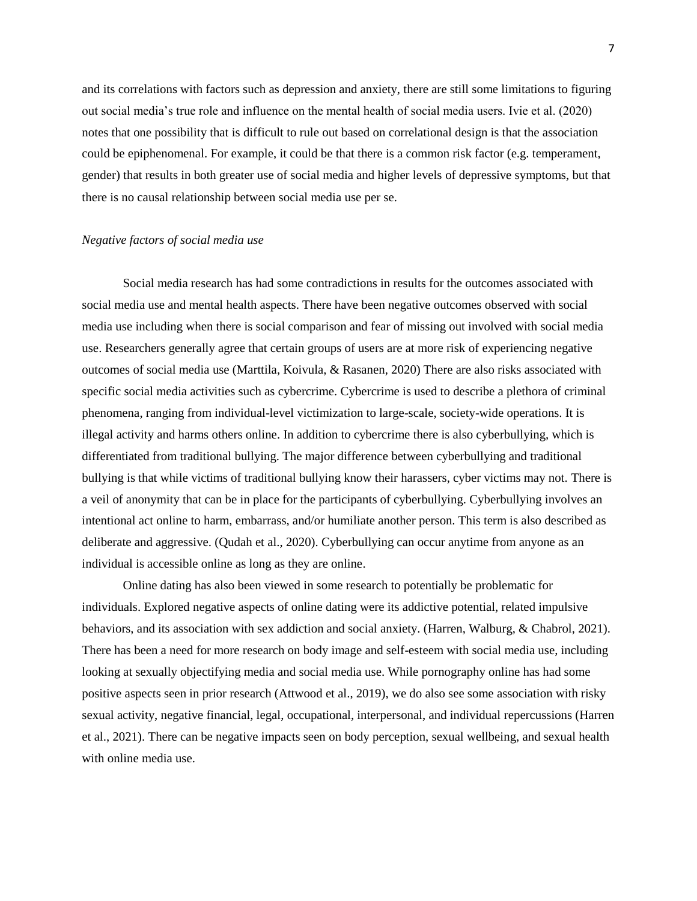and its correlations with factors such as depression and anxiety, there are still some limitations to figuring out social media's true role and influence on the mental health of social media users. Ivie et al. (2020) notes that one possibility that is difficult to rule out based on correlational design is that the association could be epiphenomenal. For example, it could be that there is a common risk factor (e.g. temperament, gender) that results in both greater use of social media and higher levels of depressive symptoms, but that there is no causal relationship between social media use per se.

*Negative factors of social media use*

Social media research has had some contradictions in results for the outcomes associated with social media use and mental health aspects. There have been negative outcomes observed with social media use including when there is social comparison and fear of missing out involved with social media use. Researchers generally agree that certain groups of users are at more risk of experiencing negative outcomes of social media use (Marttila, Koivula, & Rasanen, 2020) There are also risks associated with specific social media activities such as cybercrime. Cybercrime is used to describe a plethora of criminal phenomena, ranging from individual-level victimization to large-scale, society-wide operations. It is illegal activity and harms others online. In addition to cybercrime there is also cyberbullying, which is differentiated from traditional bullying. The major difference between cyberbullying and traditional bullying is that while victims of traditional bullying know their harassers, cyber victims may not. There is a veil of anonymity that can be in place for the participants of cyberbullying. Cyberbullying involves an intentional act online to harm, embarrass, and/or humiliate another person. This term is also described as deliberate and aggressive. (Qudah et al., 2020). Cyberbullying can occur anytime from anyone as an individual is accessible online as long as they are online.

Online dating has also been viewed in some research to potentially be problematic for individuals. Explored negative aspects of online dating were its addictive potential, related impulsive behaviors, and its association with sex addiction and social anxiety. (Harren, Walburg, & Chabrol, 2021). There has been a need for more research on body image and self-esteem with social media use, including looking at sexually objectifying media and social media use. While pornography online has had some positive aspects seen in prior research (Attwood et al., 2019), we do also see some association with risky sexual activity, negative financial, legal, occupational, interpersonal, and individual repercussions (Harren et al., 2021). There can be negative impacts seen on body perception, sexual wellbeing, and sexual health with online media use.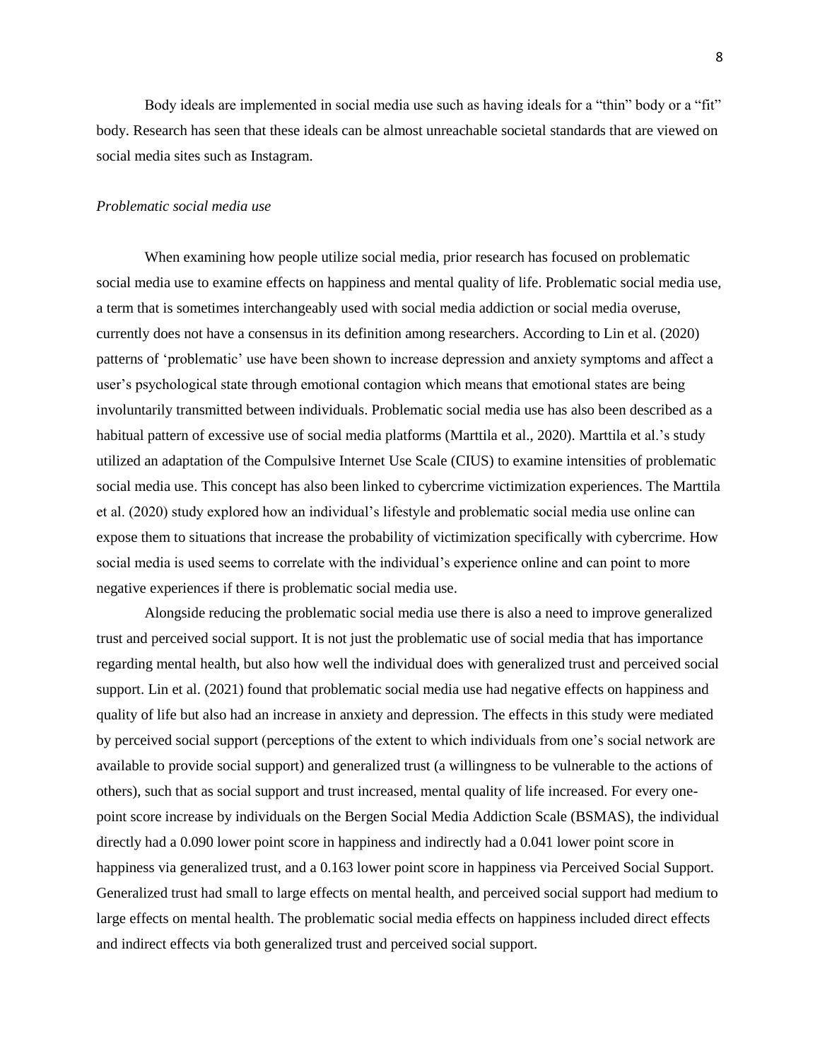Body ideals are implemented in social media use such as having ideals for a "thin" body or a "fit" body. Research has seen that these ideals can be almost unreachable societal standards that are viewed on social media sites such as Instagram.

*Problematic social media use*

When examining how people utilize social media, prior research has focused on problematic social media use to examine effects on happiness and mental quality of life. Problematic social media use, a term that is sometimes interchangeably used with social media addiction or social media overuse, currently does not have a consensus in its definition among researchers. According to Lin et al. (2020) patterns of 'problematic' use have been shown to increase depression and anxiety symptoms and affect a user's psychological state through emotional contagion which means that emotional states are being involuntarily transmitted between individuals. Problematic social media use has also been described as a habitual pattern of excessive use of social media platforms (Marttila et al., 2020). Marttila et al.'s study utilized an adaptation of the Compulsive Internet Use Scale (CIUS) to examine intensities of problematic social media use. This concept has also been linked to cybercrime victimization experiences. The Marttila et al. (2020) study explored how an individual's lifestyle and problematic social media use online can expose them to situations that increase the probability of victimization specifically with cybercrime. How social media is used seems to correlate with the individual's experience online and can point to more negative experiences if there is problematic social media use.

Alongside reducing the problematic social media use there is also a need to improve generalized trust and perceived social support. It is not just the problematic use of social media that has importance regarding mental health, but also how well the individual does with generalized trust and perceived social support. Lin et al. (2021) found that problematic social media use had negative effects on happiness and quality of life but also had an increase in anxiety and depression. The effects in this study were mediated by perceived social support (perceptions of the extent to which individuals from one's social network are available to provide social support) and generalized trust (a willingness to be vulnerable to the actions of others), such that as social support and trust increased, mental quality of life increased. For every one-point score increase by individuals on the Bergen Social Media Addiction Scale (BSMAS), the individual directly had a 0.090 lower point score in happiness and indirectly had a 0.041 lower point score in happiness via generalized trust, and a 0.163 lower point score in happiness via Perceived Social Support. Generalized trust had small to large effects on mental health, and perceived social support had medium to large effects on mental health. The problematic social media effects on happiness included direct effects and indirect effects via both generalized trust and perceived social support.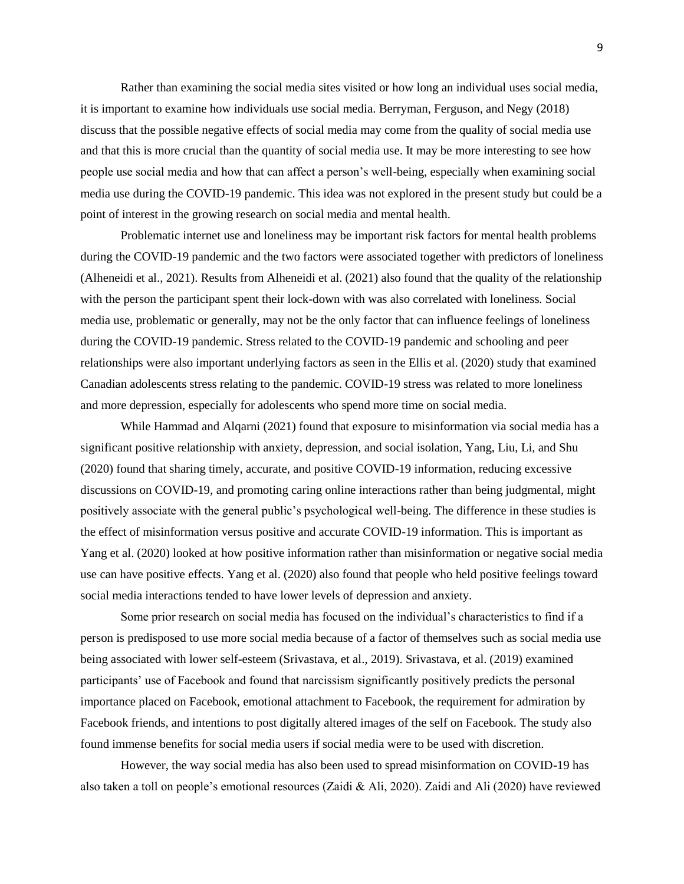Rather than examining the social media sites visited or how long an individual uses social media, it is important to examine how individuals use social media. Berryman, Ferguson, and Negy (2018) discuss that the possible negative effects of social media may come from the quality of social media use and that this is more crucial than the quantity of social media use. It may be more interesting to see how people use social media and how that can affect a person's well-being, especially when examining social media use during the COVID-19 pandemic. This idea was not explored in the present study but could be a point of interest in the growing research on social media and mental health.

Problematic internet use and loneliness may be important risk factors for mental health problems during the COVID-19 pandemic and the two factors were associated together with predictors of loneliness (Alheneidi et al., 2021). Results from Alheneidi et al. (2021) also found that the quality of the relationship with the person the participant spent their lock-down with was also correlated with loneliness. Social media use, problematic or generally, may not be the only factor that can influence feelings of loneliness during the COVID-19 pandemic. Stress related to the COVID-19 pandemic and schooling and peer relationships were also important underlying factors as seen in the Ellis et al. (2020) study that examined Canadian adolescents stress relating to the pandemic. COVID-19 stress was related to more loneliness and more depression, especially for adolescents who spend more time on social media.

While Hammad and Alqarni (2021) found that exposure to misinformation via social media has a significant positive relationship with anxiety, depression, and social isolation, Yang, Liu, Li, and Shu (2020) found that sharing timely, accurate, and positive COVID-19 information, reducing excessive discussions on COVID-19, and promoting caring online interactions rather than being judgmental, might positively associate with the general public's psychological well-being. The difference in these studies is the effect of misinformation versus positive and accurate COVID-19 information. This is important as Yang et al. (2020) looked at how positive information rather than misinformation or negative social media use can have positive effects. Yang et al. (2020) also found that people who held positive feelings toward social media interactions tended to have lower levels of depression and anxiety.

Some prior research on social media has focused on the individual's characteristics to find if a person is predisposed to use more social media because of a factor of themselves such as social media use being associated with lower self-esteem (Srivastava, et al., 2019). Srivastava, et al. (2019) examined participants' use of Facebook and found that narcissism significantly positively predicts the personal importance placed on Facebook, emotional attachment to Facebook, the requirement for admiration by Facebook friends, and intentions to post digitally altered images of the self on Facebook. The study also found immense benefits for social media users if social media were to be used with discretion.

However, the way social media has also been used to spread misinformation on COVID-19 has also taken a toll on people's emotional resources (Zaidi & Ali, 2020). Zaidi and Ali (2020) have reviewed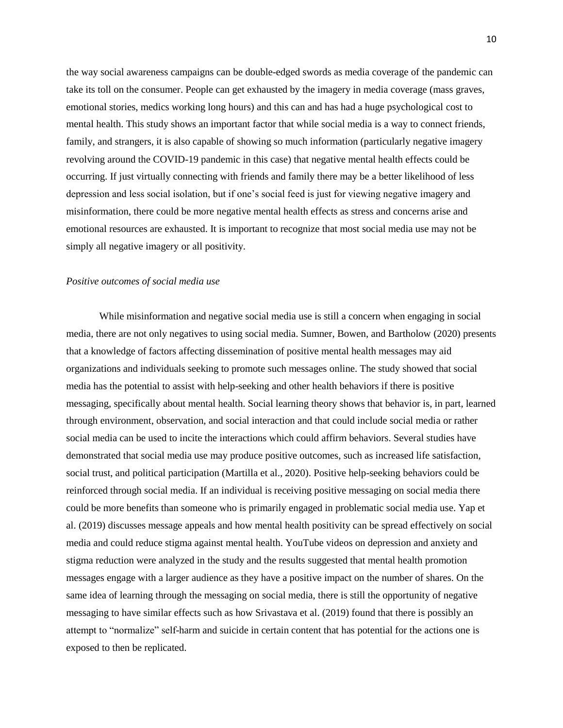the way social awareness campaigns can be double-edged swords as media coverage of the pandemic can take its toll on the consumer. People can get exhausted by the imagery in media coverage (mass graves, emotional stories, medics working long hours) and this can and has had a huge psychological cost to mental health. This study shows an important factor that while social media is a way to connect friends, family, and strangers, it is also capable of showing so much information (particularly negative imagery revolving around the COVID-19 pandemic in this case) that negative mental health effects could be occurring. If just virtually connecting with friends and family there may be a better likelihood of less depression and less social isolation, but if one's social feed is just for viewing negative imagery and misinformation, there could be more negative mental health effects as stress and concerns arise and emotional resources are exhausted. It is important to recognize that most social media use may not be simply all negative imagery or all positivity.

*Positive outcomes of social media use*

While misinformation and negative social media use is still a concern when engaging in social media, there are not only negatives to using social media. Sumner, Bowen, and Bartholow (2020) presents that a knowledge of factors affecting dissemination of positive mental health messages may aid organizations and individuals seeking to promote such messages online. The study showed that social media has the potential to assist with help-seeking and other health behaviors if there is positive messaging, specifically about mental health. Social learning theory shows that behavior is, in part, learned through environment, observation, and social interaction and that could include social media or rather social media can be used to incite the interactions which could affirm behaviors. Several studies have demonstrated that social media use may produce positive outcomes, such as increased life satisfaction, social trust, and political participation (Martilla et al., 2020). Positive help-seeking behaviors could be reinforced through social media. If an individual is receiving positive messaging on social media there could be more benefits than someone who is primarily engaged in problematic social media use. Yap et al. (2019) discusses message appeals and how mental health positivity can be spread effectively on social media and could reduce stigma against mental health. YouTube videos on depression and anxiety and stigma reduction were analyzed in the study and the results suggested that mental health promotion messages engage with a larger audience as they have a positive impact on the number of shares. On the same idea of learning through the messaging on social media, there is still the opportunity of negative messaging to have similar effects such as how Srivastava et al. (2019) found that there is possibly an attempt to "normalize" self-harm and suicide in certain content that has potential for the actions one is exposed to then be replicated.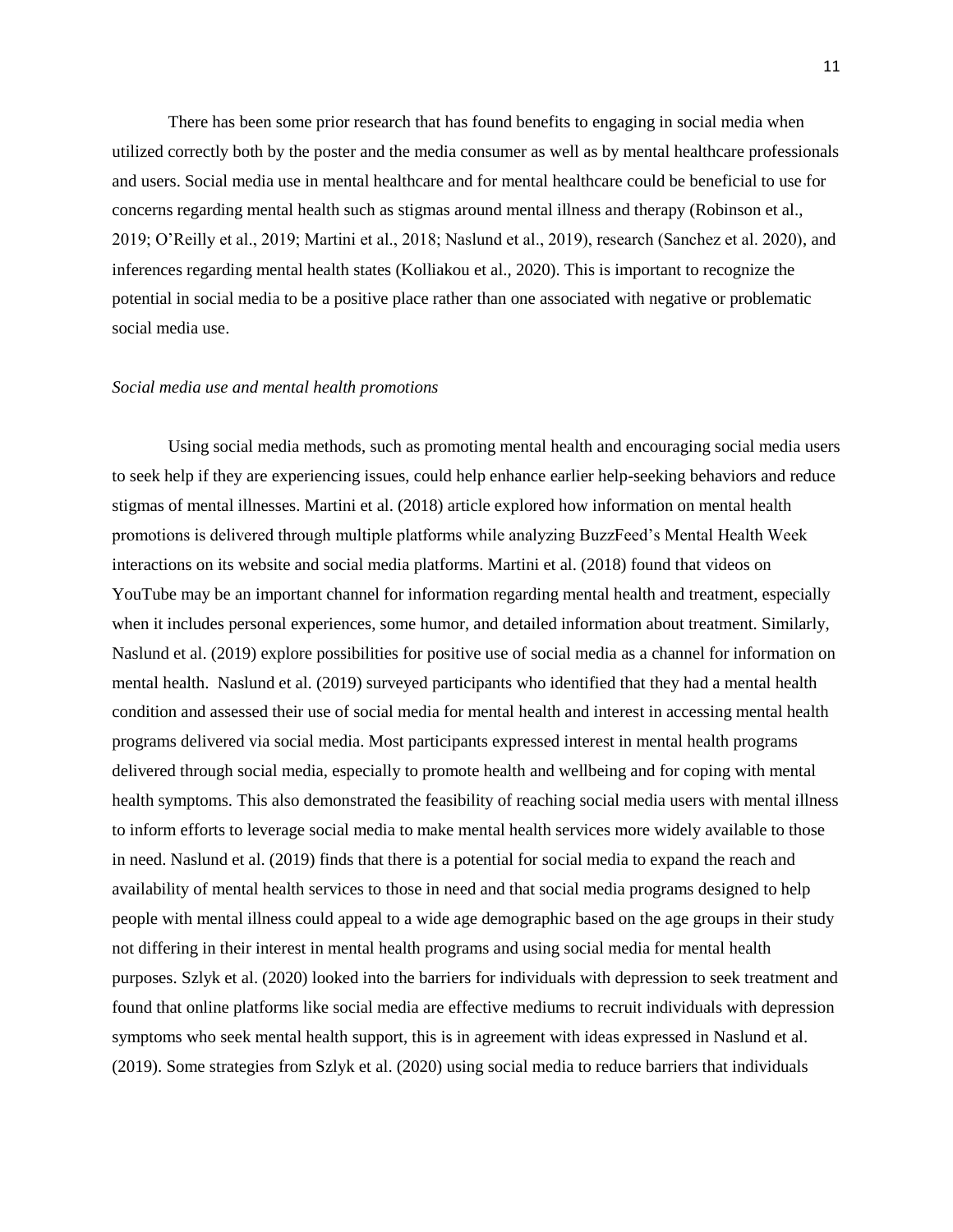There has been some prior research that has found benefits to engaging in social media when utilized correctly both by the poster and the media consumer as well as by mental healthcare professionals and users. Social media use in mental healthcare and for mental healthcare could be beneficial to use for concerns regarding mental health such as stigmas around mental illness and therapy (Robinson et al., 2019; O'Reilly et al., 2019; Martini et al., 2018; Naslund et al., 2019), research (Sanchez et al. 2020), and inferences regarding mental health states (Kolliakou et al., 2020). This is important to recognize the potential in social media to be a positive place rather than one associated with negative or problematic social media use.

*Social media use and mental health promotions*

Using social media methods, such as promoting mental health and encouraging social media users to seek help if they are experiencing issues, could help enhance earlier help-seeking behaviors and reduce stigmas of mental illnesses. Martini et al. (2018) article explored how information on mental health promotions is delivered through multiple platforms while analyzing BuzzFeed's Mental Health Week interactions on its website and social media platforms. Martini et al. (2018) found that videos on YouTube may be an important channel for information regarding mental health and treatment, especially when it includes personal experiences, some humor, and detailed information about treatment. Similarly, Naslund et al. (2019) explore possibilities for positive use of social media as a channel for information on mental health. Naslund et al. (2019) surveyed participants who identified that they had a mental health condition and assessed their use of social media for mental health and interest in accessing mental health programs delivered via social media. Most participants expressed interest in mental health programs delivered through social media, especially to promote health and wellbeing and for coping with mental health symptoms. This also demonstrated the feasibility of reaching social media users with mental illness to inform efforts to leverage social media to make mental health services more widely available to those in need. Naslund et al. (2019) finds that there is a potential for social media to expand the reach and availability of mental health services to those in need and that social media programs designed to help people with mental illness could appeal to a wide age demographic based on the age groups in their study not differing in their interest in mental health programs and using social media for mental health purposes. Szlyk et al. (2020) looked into the barriers for individuals with depression to seek treatment and found that online platforms like social media are effective mediums to recruit individuals with depression symptoms who seek mental health support, this is in agreement with ideas expressed in Naslund et al. (2019). Some strategies from Szlyk et al. (2020) using social media to reduce barriers that individuals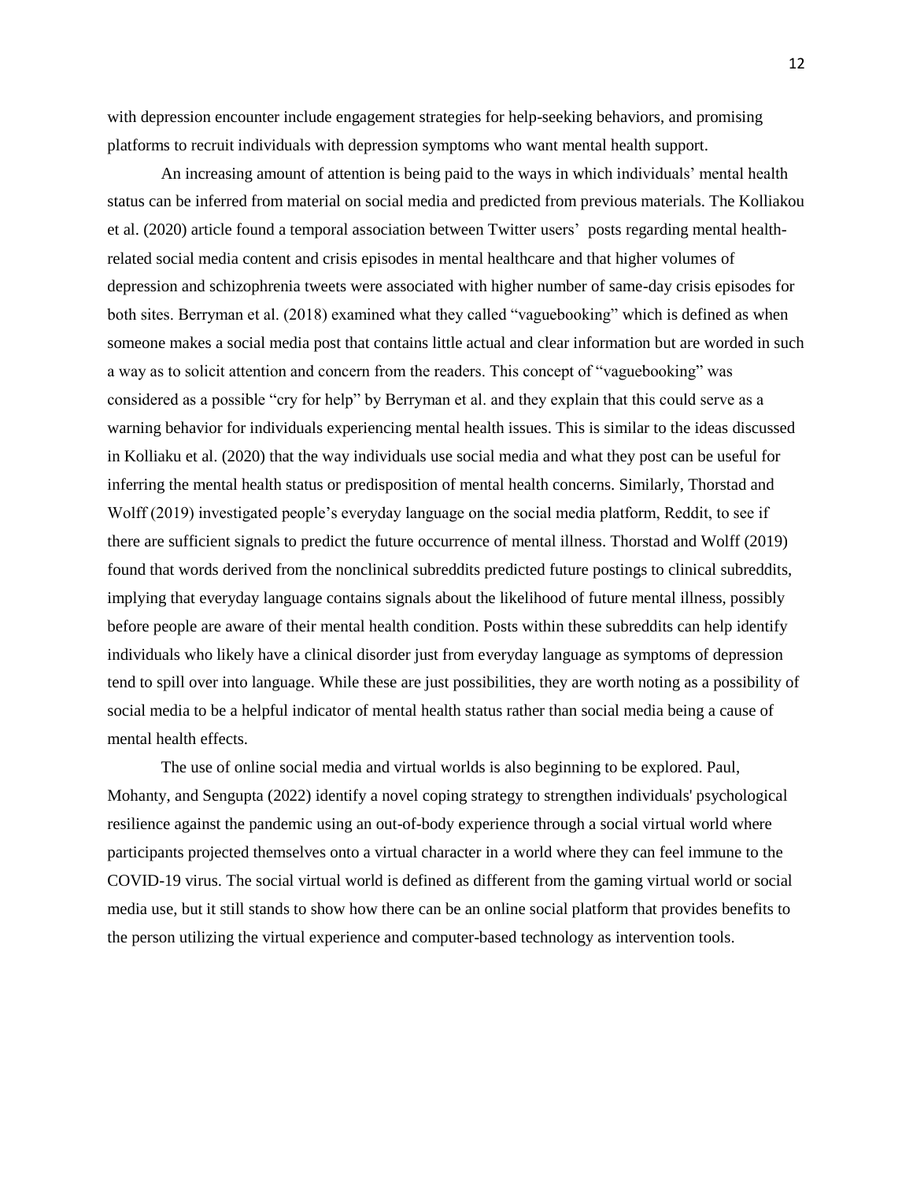with depression encounter include engagement strategies for help-seeking behaviors, and promising platforms to recruit individuals with depression symptoms who want mental health support.

An increasing amount of attention is being paid to the ways in which individuals' mental health status can be inferred from material on social media and predicted from previous materials. The Kolliakou et al. (2020) article found a temporal association between Twitter users' posts regarding mental health-related social media content and crisis episodes in mental healthcare and that higher volumes of depression and schizophrenia tweets were associated with higher number of same-day crisis episodes for both sites. Berryman et al. (2018) examined what they called "vaguebooking" which is defined as when someone makes a social media post that contains little actual and clear information but are worded in such a way as to solicit attention and concern from the readers. This concept of "vaguebooking" was considered as a possible "cry for help" by Berryman et al. and they explain that this could serve as a warning behavior for individuals experiencing mental health issues. This is similar to the ideas discussed in Kolliaku et al. (2020) that the way individuals use social media and what they post can be useful for inferring the mental health status or predisposition of mental health concerns. Similarly, Thorstad and Wolff (2019) investigated people's everyday language on the social media platform, Reddit, to see if there are sufficient signals to predict the future occurrence of mental illness. Thorstad and Wolff (2019) found that words derived from the nonclinical subreddits predicted future postings to clinical subreddits, implying that everyday language contains signals about the likelihood of future mental illness, possibly before people are aware of their mental health condition. Posts within these subreddits can help identify individuals who likely have a clinical disorder just from everyday language as symptoms of depression tend to spill over into language. While these are just possibilities, they are worth noting as a possibility of social media to be a helpful indicator of mental health status rather than social media being a cause of mental health effects.

The use of online social media and virtual worlds is also beginning to be explored. Paul, Mohanty, and Sengupta (2022) identify a novel coping strategy to strengthen individuals' psychological resilience against the pandemic using an out-of-body experience through a social virtual world where participants projected themselves onto a virtual character in a world where they can feel immune to the COVID-19 virus. The social virtual world is defined as different from the gaming virtual world or social media use, but it still stands to show how there can be an online social platform that provides benefits to the person utilizing the virtual experience and computer-based technology as intervention tools.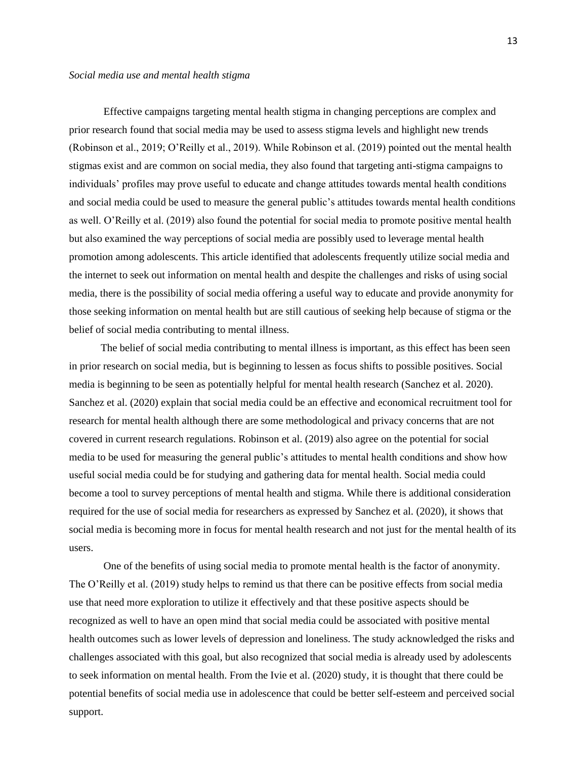*Social media use and mental health stigma*

Effective campaigns targeting mental health stigma in changing perceptions are complex and prior research found that social media may be used to assess stigma levels and highlight new trends (Robinson et al., 2019; O'Reilly et al., 2019). While Robinson et al. (2019) pointed out the mental health stigmas exist and are common on social media, they also found that targeting anti-stigma campaigns to individuals' profiles may prove useful to educate and change attitudes towards mental health conditions and social media could be used to measure the general public's attitudes towards mental health conditions as well. O'Reilly et al. (2019) also found the potential for social media to promote positive mental health but also examined the way perceptions of social media are possibly used to leverage mental health promotion among adolescents. This article identified that adolescents frequently utilize social media and the internet to seek out information on mental health and despite the challenges and risks of using social media, there is the possibility of social media offering a useful way to educate and provide anonymity for those seeking information on mental health but are still cautious of seeking help because of stigma or the belief of social media contributing to mental illness.

The belief of social media contributing to mental illness is important, as this effect has been seen in prior research on social media, but is beginning to lessen as focus shifts to possible positives. Social media is beginning to be seen as potentially helpful for mental health research (Sanchez et al. 2020). Sanchez et al. (2020) explain that social media could be an effective and economical recruitment tool for research for mental health although there are some methodological and privacy concerns that are not covered in current research regulations. Robinson et al. (2019) also agree on the potential for social media to be used for measuring the general public's attitudes to mental health conditions and show how useful social media could be for studying and gathering data for mental health. Social media could become a tool to survey perceptions of mental health and stigma. While there is additional consideration required for the use of social media for researchers as expressed by Sanchez et al. (2020), it shows that social media is becoming more in focus for mental health research and not just for the mental health of its users.

One of the benefits of using social media to promote mental health is the factor of anonymity. The O'Reilly et al. (2019) study helps to remind us that there can be positive effects from social media use that need more exploration to utilize it effectively and that these positive aspects should be recognized as well to have an open mind that social media could be associated with positive mental health outcomes such as lower levels of depression and loneliness. The study acknowledged the risks and challenges associated with this goal, but also recognized that social media is already used by adolescents to seek information on mental health. From the Ivie et al. (2020) study, it is thought that there could be potential benefits of social media use in adolescence that could be better self-esteem and perceived social support.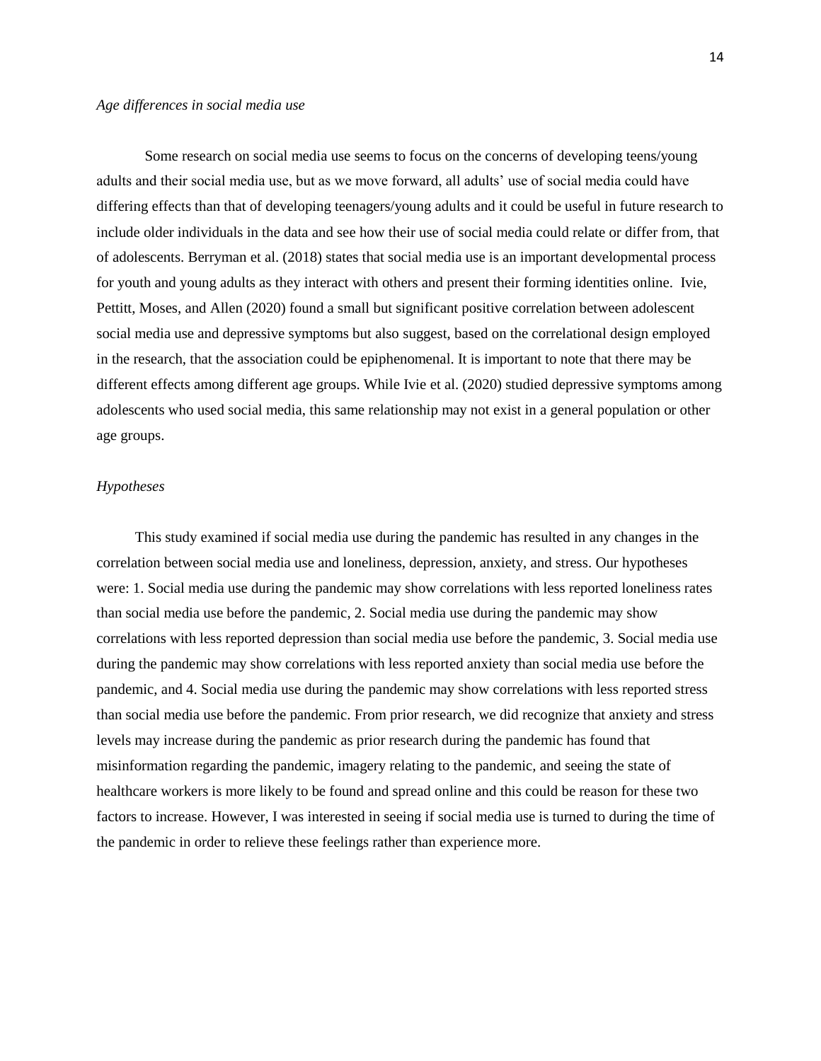*Age differences in social media use*

Some research on social media use seems to focus on the concerns of developing teens/young adults and their social media use, but as we move forward, all adults' use of social media could have differing effects than that of developing teenagers/young adults and it could be useful in future research to include older individuals in the data and see how their use of social media could relate or differ from, that of adolescents. Berryman et al. (2018) states that social media use is an important developmental process for youth and young adults as they interact with others and present their forming identities online. Ivie, Pettitt, Moses, and Allen (2020) found a small but significant positive correlation between adolescent social media use and depressive symptoms but also suggest, based on the correlational design employed in the research, that the association could be epiphenomenal. It is important to note that there may be different effects among different age groups. While Ivie et al. (2020) studied depressive symptoms among adolescents who used social media, this same relationship may not exist in a general population or other age groups.

*Hypotheses*

This study examined if social media use during the pandemic has resulted in any changes in the correlation between social media use and loneliness, depression, anxiety, and stress. Our hypotheses were: 1. Social media use during the pandemic may show correlations with less reported loneliness rates than social media use before the pandemic, 2. Social media use during the pandemic may show correlations with less reported depression than social media use before the pandemic, 3. Social media use during the pandemic may show correlations with less reported anxiety than social media use before the pandemic, and 4. Social media use during the pandemic may show correlations with less reported stress than social media use before the pandemic. From prior research, we did recognize that anxiety and stress levels may increase during the pandemic as prior research during the pandemic has found that misinformation regarding the pandemic, imagery relating to the pandemic, and seeing the state of healthcare workers is more likely to be found and spread online and this could be reason for these two factors to increase. However, I was interested in seeing if social media use is turned to during the time of the pandemic in order to relieve these feelings rather than experience more.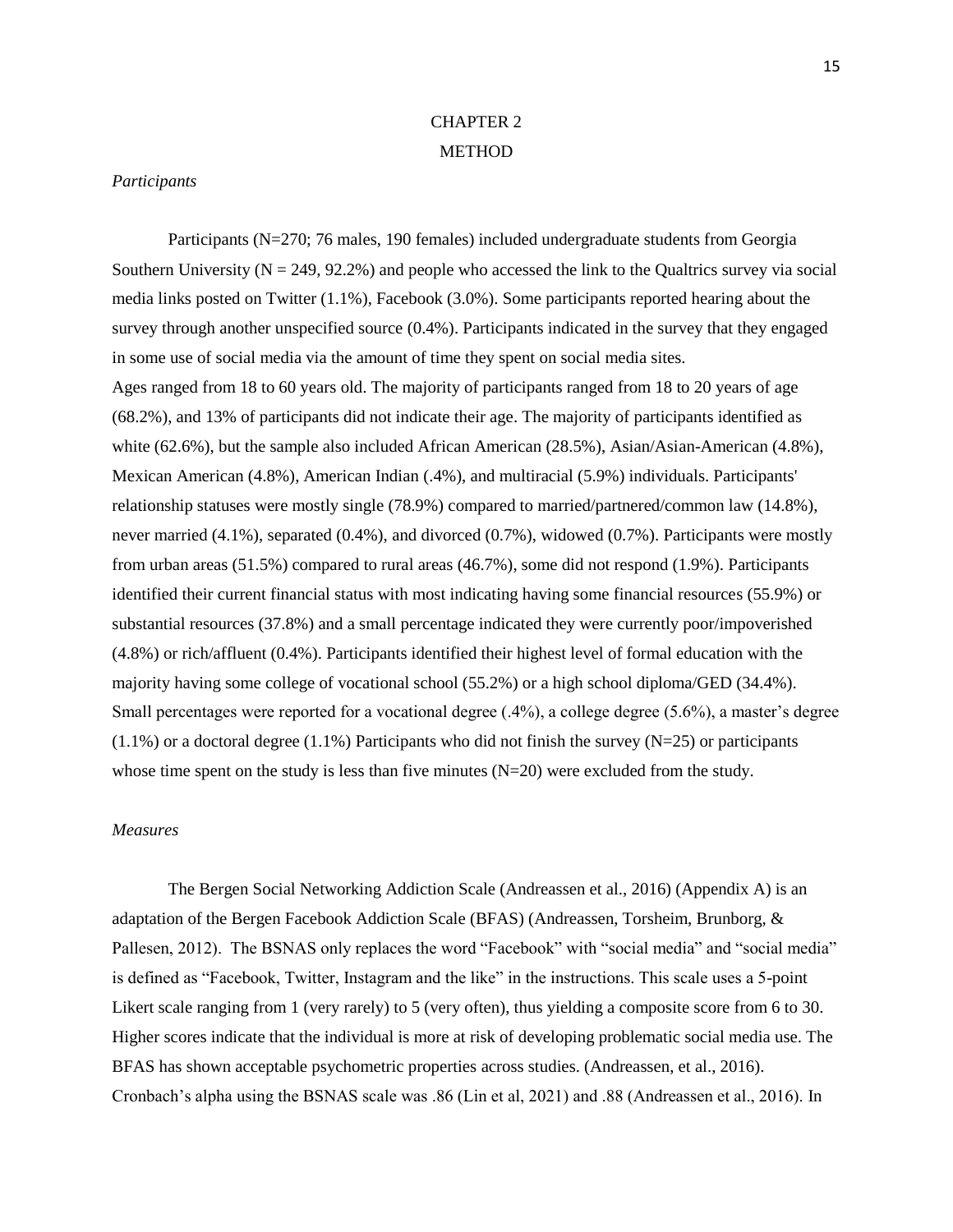# CHAPTER 2

# METHOD

*Participants*

Participants (N=270; 76 males, 190 females) included undergraduate students from Georgia Southern University (N = 249, 92.2%) and people who accessed the link to the Qualtrics survey via social media links posted on Twitter (1.1%), Facebook (3.0%). Some participants reported hearing about the survey through another unspecified source (0.4%). Participants indicated in the survey that they engaged in some use of social media via the amount of time they spent on social media sites.

Ages ranged from 18 to 60 years old. The majority of participants ranged from 18 to 20 years of age (68.2%), and 13% of participants did not indicate their age. The majority of participants identified as white (62.6%), but the sample also included African American (28.5%), Asian/Asian-American (4.8%), Mexican American (4.8%), American Indian (.4%), and multiracial (5.9%) individuals. Participants' relationship statuses were mostly single (78.9%) compared to married/partnered/common law (14.8%), never married (4.1%), separated (0.4%), and divorced (0.7%), widowed (0.7%). Participants were mostly from urban areas (51.5%) compared to rural areas (46.7%), some did not respond (1.9%). Participants identified their current financial status with most indicating having some financial resources (55.9%) or substantial resources (37.8%) and a small percentage indicated they were currently poor/impoverished (4.8%) or rich/affluent (0.4%). Participants identified their highest level of formal education with the majority having some college of vocational school (55.2%) or a high school diploma/GED (34.4%). Small percentages were reported for a vocational degree (.4%), a college degree (5.6%), a master's degree (1.1%) or a doctoral degree (1.1%) Participants who did not finish the survey (N=25) or participants whose time spent on the study is less than five minutes (N=20) were excluded from the study.

*Measures*

The Bergen Social Networking Addiction Scale (Andreassen et al., 2016) (Appendix A) is an adaptation of the Bergen Facebook Addiction Scale (BFAS) (Andreassen, Torsheim, Brunborg, & Pallesen, 2012). The BSNAS only replaces the word "Facebook" with "social media" and "social media" is defined as "Facebook, Twitter, Instagram and the like" in the instructions. This scale uses a 5-point Likert scale ranging from 1 (very rarely) to 5 (very often), thus yielding a composite score from 6 to 30. Higher scores indicate that the individual is more at risk of developing problematic social media use. The BFAS has shown acceptable psychometric properties across studies. (Andreassen, et al., 2016). Cronbach's alpha using the BSNAS scale was .86 (Lin et al, 2021) and .88 (Andreassen et al., 2016). In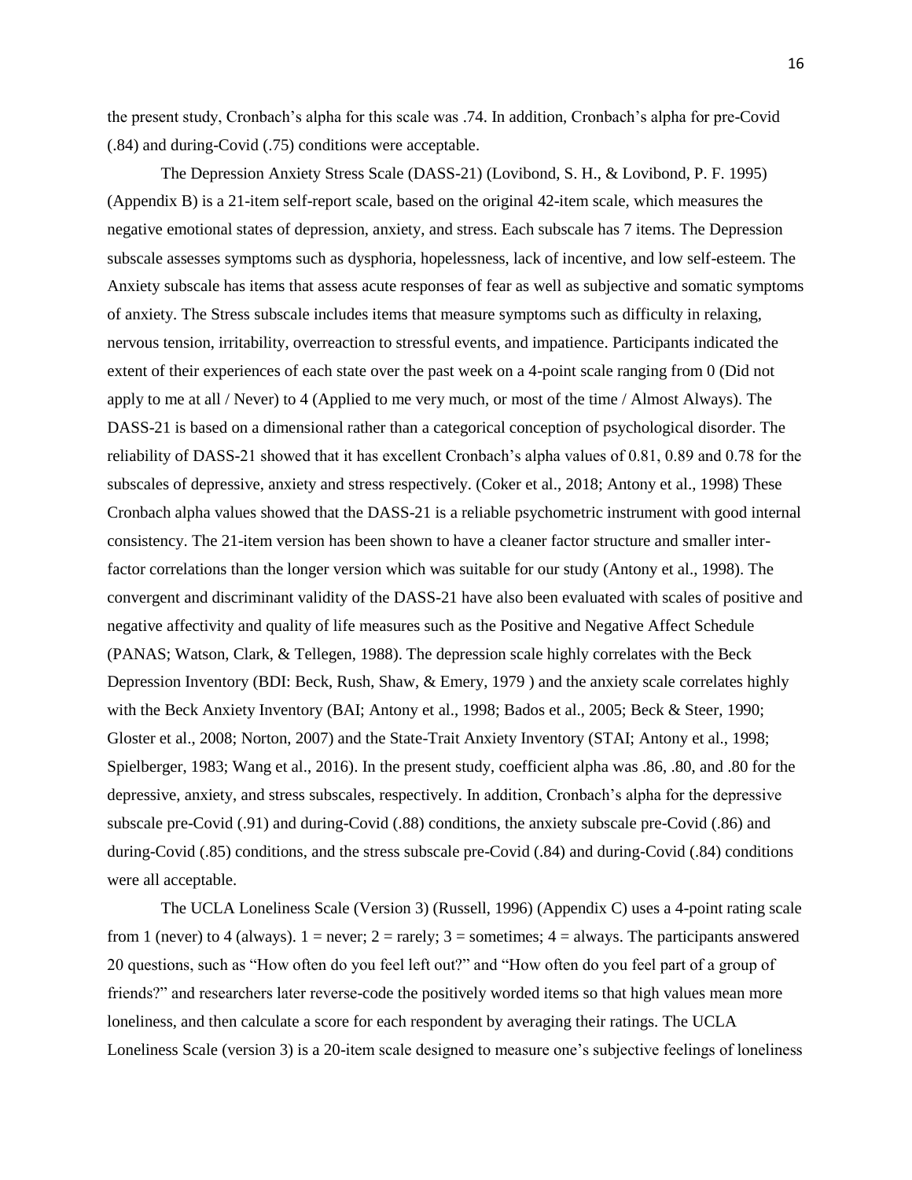the present study, Cronbach's alpha for this scale was .74. In addition, Cronbach's alpha for pre-Covid (.84) and during-Covid (.75) conditions were acceptable.

The Depression Anxiety Stress Scale (DASS-21) (Lovibond, S. H., & Lovibond, P. F. 1995) (Appendix B) is a 21-item self-report scale, based on the original 42-item scale, which measures the negative emotional states of depression, anxiety, and stress. Each subscale has 7 items. The Depression subscale assesses symptoms such as dysphoria, hopelessness, lack of incentive, and low self-esteem. The Anxiety subscale has items that assess acute responses of fear as well as subjective and somatic symptoms of anxiety. The Stress subscale includes items that measure symptoms such as difficulty in relaxing, nervous tension, irritability, overreaction to stressful events, and impatience. Participants indicated the extent of their experiences of each state over the past week on a 4-point scale ranging from 0 (Did not apply to me at all / Never) to 4 (Applied to me very much, or most of the time / Almost Always). The DASS-21 is based on a dimensional rather than a categorical conception of psychological disorder. The reliability of DASS-21 showed that it has excellent Cronbach's alpha values of 0.81, 0.89 and 0.78 for the subscales of depressive, anxiety and stress respectively. (Coker et al., 2018; Antony et al., 1998) These Cronbach alpha values showed that the DASS-21 is a reliable psychometric instrument with good internal consistency. The 21-item version has been shown to have a cleaner factor structure and smaller inter-factor correlations than the longer version which was suitable for our study (Antony et al., 1998). The convergent and discriminant validity of the DASS-21 have also been evaluated with scales of positive and negative affectivity and quality of life measures such as the Positive and Negative Affect Schedule (PANAS; Watson, Clark, & Tellegen, 1988). The depression scale highly correlates with the Beck Depression Inventory (BDI: Beck, Rush, Shaw, & Emery, 1979 ) and the anxiety scale correlates highly with the Beck Anxiety Inventory (BAI; Antony et al., 1998; Bados et al., 2005; Beck & Steer, 1990; Gloster et al., 2008; Norton, 2007) and the State-Trait Anxiety Inventory (STAI; Antony et al., 1998; Spielberger, 1983; Wang et al., 2016). In the present study, coefficient alpha was .86, .80, and .80 for the depressive, anxiety, and stress subscales, respectively. In addition, Cronbach's alpha for the depressive subscale pre-Covid (.91) and during-Covid (.88) conditions, the anxiety subscale pre-Covid (.86) and during-Covid (.85) conditions, and the stress subscale pre-Covid (.84) and during-Covid (.84) conditions were all acceptable.

The UCLA Loneliness Scale (Version 3) (Russell, 1996) (Appendix C) uses a 4-point rating scale from 1 (never) to 4 (always). 1 = never; 2 = rarely; 3 = sometimes; 4 = always. The participants answered 20 questions, such as "How often do you feel left out?" and "How often do you feel part of a group of friends?" and researchers later reverse-code the positively worded items so that high values mean more loneliness, and then calculate a score for each respondent by averaging their ratings. The UCLA Loneliness Scale (version 3) is a 20-item scale designed to measure one's subjective feelings of loneliness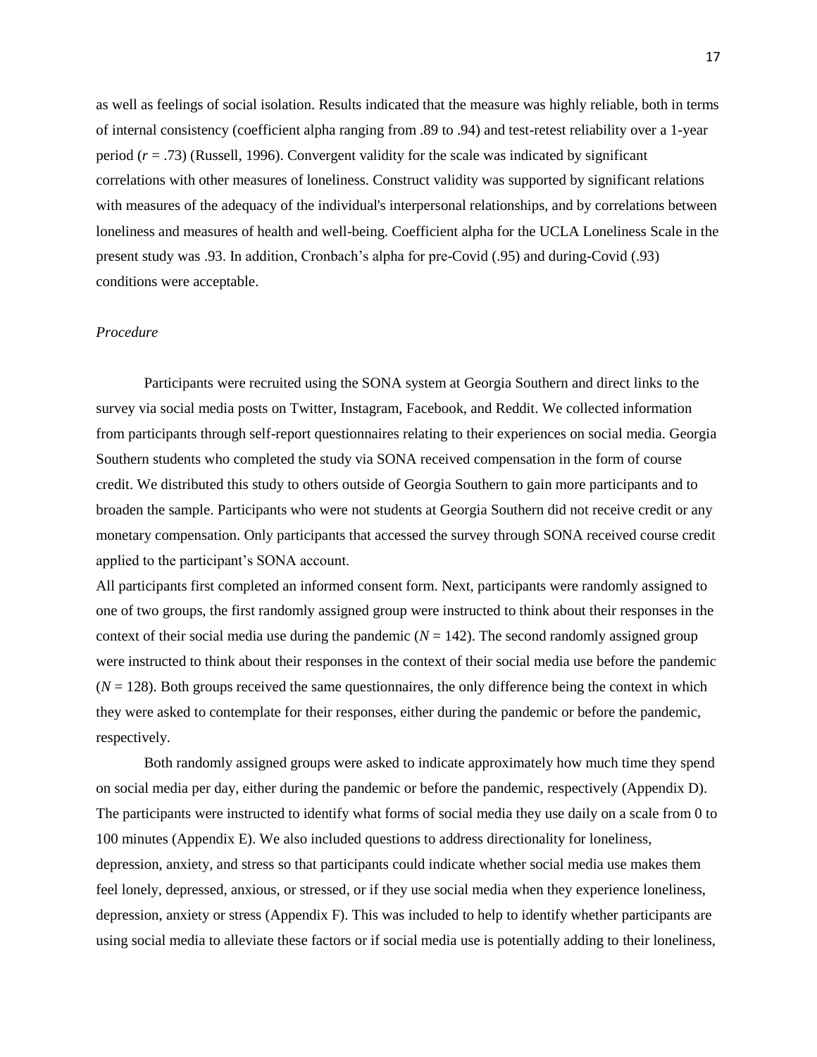as well as feelings of social isolation. Results indicated that the measure was highly reliable, both in terms of internal consistency (coefficient alpha ranging from .89 to .94) and test-retest reliability over a 1-year period ($r$ = .73) (Russell, 1996). Convergent validity for the scale was indicated by significant correlations with other measures of loneliness. Construct validity was supported by significant relations with measures of the adequacy of the individual's interpersonal relationships, and by correlations between loneliness and measures of health and well-being. Coefficient alpha for the UCLA Loneliness Scale in the present study was .93. In addition, Cronbach's alpha for pre-Covid (.95) and during-Covid (.93) conditions were acceptable.

*Procedure*

Participants were recruited using the SONA system at Georgia Southern and direct links to the survey via social media posts on Twitter, Instagram, Facebook, and Reddit. We collected information from participants through self-report questionnaires relating to their experiences on social media. Georgia Southern students who completed the study via SONA received compensation in the form of course credit. We distributed this study to others outside of Georgia Southern to gain more participants and to broaden the sample. Participants who were not students at Georgia Southern did not receive credit or any monetary compensation. Only participants that accessed the survey through SONA received course credit applied to the participant's SONA account.

All participants first completed an informed consent form. Next, participants were randomly assigned to one of two groups, the first randomly assigned group were instructed to think about their responses in the context of their social media use during the pandemic ($N$ = 142). The second randomly assigned group were instructed to think about their responses in the context of their social media use before the pandemic ($N$ = 128). Both groups received the same questionnaires, the only difference being the context in which they were asked to contemplate for their responses, either during the pandemic or before the pandemic, respectively.

Both randomly assigned groups were asked to indicate approximately how much time they spend on social media per day, either during the pandemic or before the pandemic, respectively (Appendix D). The participants were instructed to identify what forms of social media they use daily on a scale from 0 to 100 minutes (Appendix E). We also included questions to address directionality for loneliness, depression, anxiety, and stress so that participants could indicate whether social media use makes them feel lonely, depressed, anxious, or stressed, or if they use social media when they experience loneliness, depression, anxiety or stress (Appendix F). This was included to help to identify whether participants are using social media to alleviate these factors or if social media use is potentially adding to their loneliness,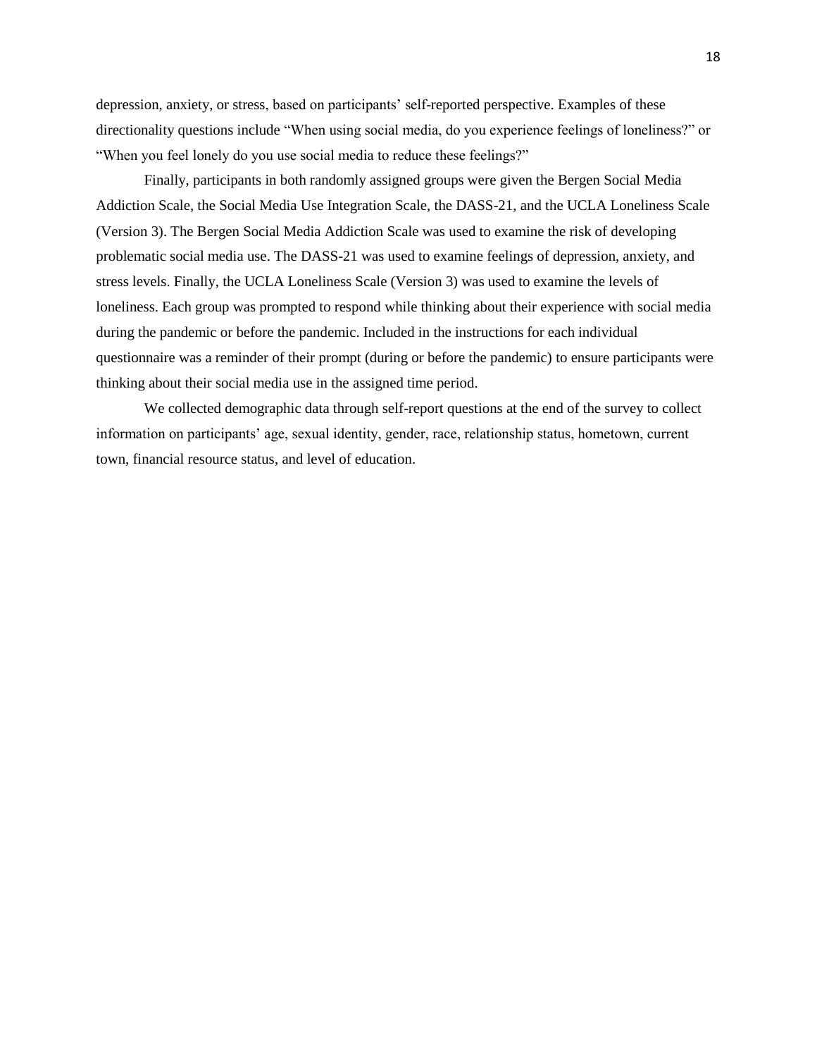depression, anxiety, or stress, based on participants' self-reported perspective. Examples of these directionality questions include "When using social media, do you experience feelings of loneliness?" or "When you feel lonely do you use social media to reduce these feelings?"

Finally, participants in both randomly assigned groups were given the Bergen Social Media Addiction Scale, the Social Media Use Integration Scale, the DASS-21, and the UCLA Loneliness Scale (Version 3). The Bergen Social Media Addiction Scale was used to examine the risk of developing problematic social media use. The DASS-21 was used to examine feelings of depression, anxiety, and stress levels. Finally, the UCLA Loneliness Scale (Version 3) was used to examine the levels of loneliness. Each group was prompted to respond while thinking about their experience with social media during the pandemic or before the pandemic. Included in the instructions for each individual questionnaire was a reminder of their prompt (during or before the pandemic) to ensure participants were thinking about their social media use in the assigned time period.

We collected demographic data through self-report questions at the end of the survey to collect information on participants' age, sexual identity, gender, race, relationship status, hometown, current town, financial resource status, and level of education.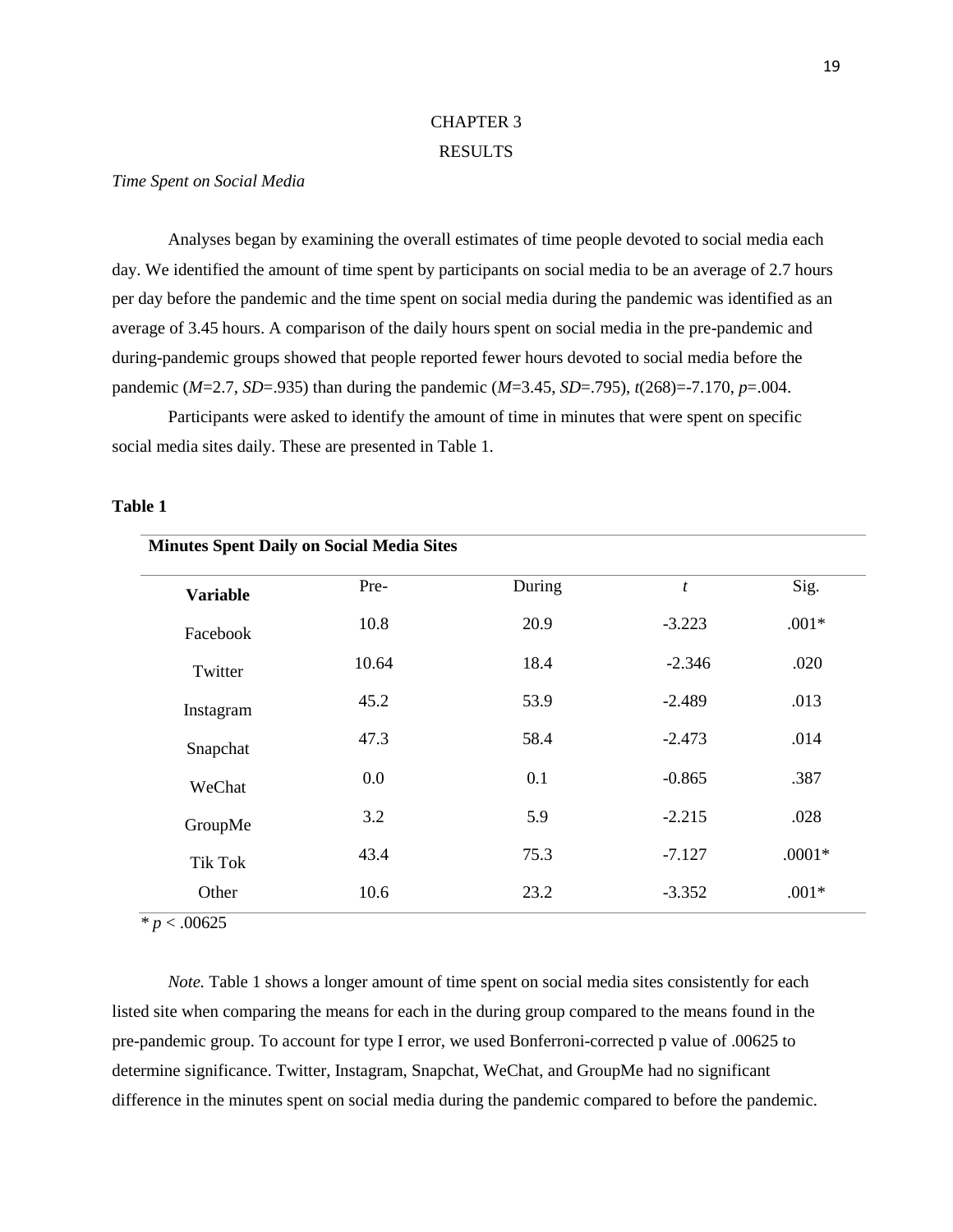# CHAPTER 3

# RESULTS

*Time Spent on Social Media*

Analyses began by examining the overall estimates of time people devoted to social media each day. We identified the amount of time spent by participants on social media to be an average of 2.7 hours per day before the pandemic and the time spent on social media during the pandemic was identified as an average of 3.45 hours. A comparison of the daily hours spent on social media in the pre-pandemic and during-pandemic groups showed that people reported fewer hours devoted to social media before the pandemic ($M$=2.7, $SD$=.935) than during the pandemic ($M$=3.45, $SD$=.795), $t(268)=-7.170$, $p$=.004.

Participants were asked to identify the amount of time in minutes that were spent on specific social media sites daily. These are presented in Table 1.

**Table 1**

**Minutes Spent Daily on Social Media Sites**

| **Variable** | Pre- | During | *t* | Sig. |
|---|---|---|---|---|
| Facebook | 10.8 | 20.9 | -3.223 | .001* |
| Twitter | 10.64 | 18.4 | -2.346 | .020 |
| Instagram | 45.2 | 53.9 | -2.489 | .013 |
| Snapchat | 47.3 | 58.4 | -2.473 | .014 |
| WeChat | 0.0 | 0.1 | -0.865 | .387 |
| GroupMe | 3.2 | 5.9 | -2.215 | .028 |
| Tik Tok | 43.4 | 75.3 | -7.127 | .0001* |
| Other | 10.6 | 23.2 | -3.352 | .001* |

* $p < .00625$

*Note.* Table 1 shows a longer amount of time spent on social media sites consistently for each listed site when comparing the means for each in the during group compared to the means found in the pre-pandemic group. To account for type I error, we used Bonferroni-corrected p value of .00625 to determine significance. Twitter, Instagram, Snapchat, WeChat, and GroupMe had no significant difference in the minutes spent on social media during the pandemic compared to before the pandemic.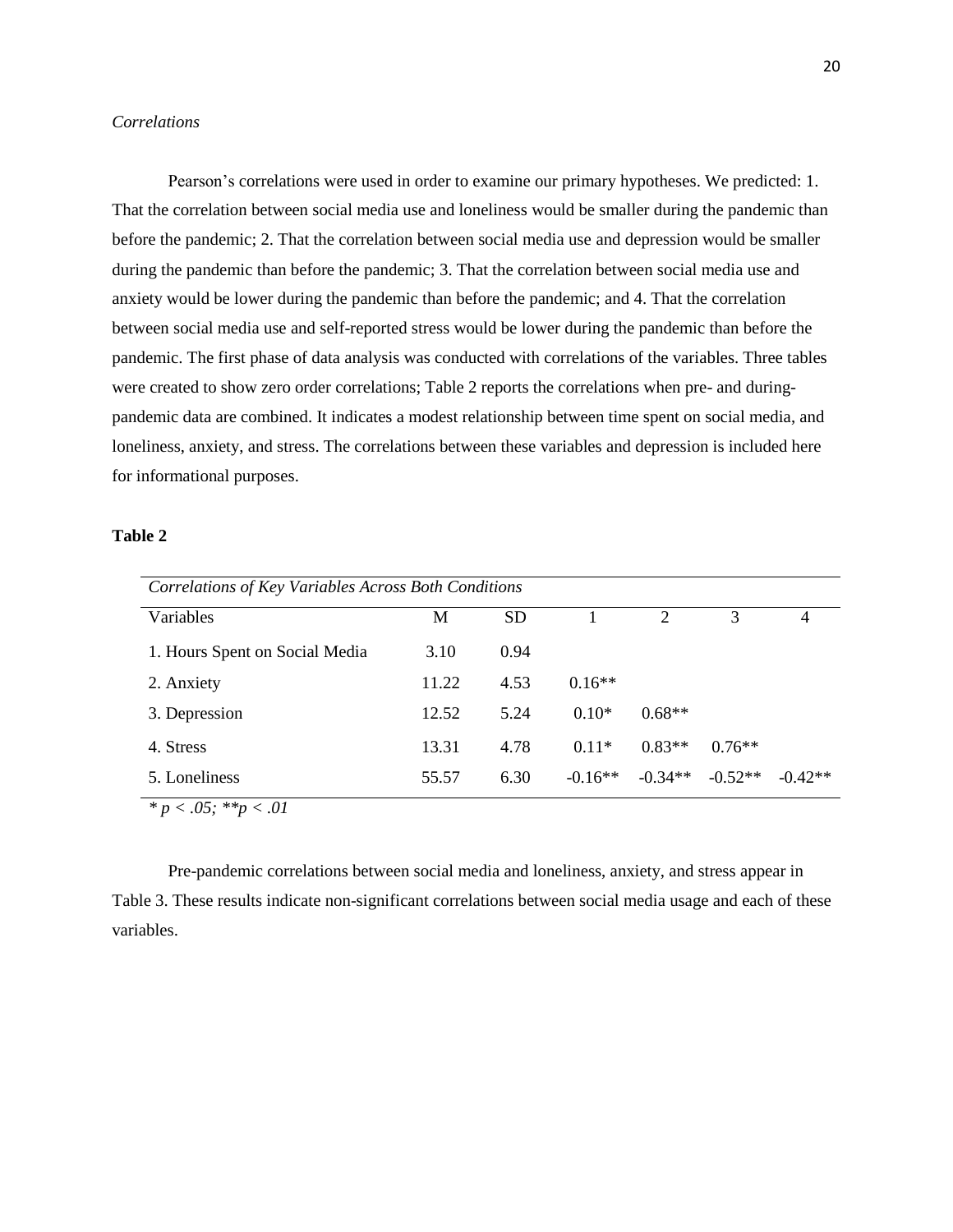*Correlations*

Pearson's correlations were used in order to examine our primary hypotheses. We predicted: 1. That the correlation between social media use and loneliness would be smaller during the pandemic than before the pandemic; 2. That the correlation between social media use and depression would be smaller during the pandemic than before the pandemic; 3. That the correlation between social media use and anxiety would be lower during the pandemic than before the pandemic; and 4. That the correlation between social media use and self-reported stress would be lower during the pandemic than before the pandemic. The first phase of data analysis was conducted with correlations of the variables. Three tables were created to show zero order correlations; Table 2 reports the correlations when pre- and during-pandemic data are combined. It indicates a modest relationship between time spent on social media, and loneliness, anxiety, and stress. The correlations between these variables and depression is included here for informational purposes.

**Table 2**

*Correlations of Key Variables Across Both Conditions*

| Variables | M | SD | 1 | 2 | 3 | 4 |
|---|---|---|---|---|---|---|
| 1. Hours Spent on Social Media | 3.10 | 0.94 | | | | |
| 2. Anxiety | 11.22 | 4.53 | 0.16** | | | |
| 3. Depression | 12.52 | 5.24 | 0.10* | 0.68** | | |
| 4. Stress | 13.31 | 4.78 | 0.11* | 0.83** | 0.76** | |
| 5. Loneliness | 55.57 | 6.30 | -0.16** | -0.34** | -0.52** | -0.42** |

*\* $p < .05$; \*\*$p < .01$*

Pre-pandemic correlations between social media and loneliness, anxiety, and stress appear in Table 3. These results indicate non-significant correlations between social media usage and each of these variables.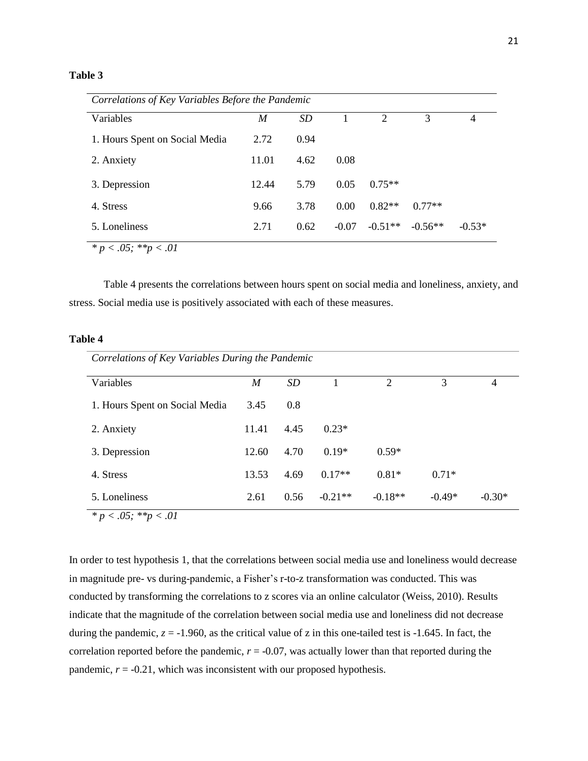**Table 3**

*Correlations of Key Variables Before the Pandemic*

| Variables | *M* | *SD* | 1 | 2 | 3 | 4 |
|---|---|---|---|---|---|---|
| 1. Hours Spent on Social Media | 2.72 | 0.94 | | | | |
| 2. Anxiety | 11.01 | 4.62 | 0.08 | | | |
| 3. Depression | 12.44 | 5.79 | 0.05 | 0.75** | | |
| 4. Stress | 9.66 | 3.78 | 0.00 | 0.82** | 0.77** | |
| 5. Loneliness | 2.71 | 0.62 | -0.07 | -0.51** | -0.56** | -0.53* |

*\* p < .05; \*\*p < .01*

Table 4 presents the correlations between hours spent on social media and loneliness, anxiety, and stress. Social media use is positively associated with each of these measures.

**Table 4**

*Correlations of Key Variables During the Pandemic*

| Variables | *M* | *SD* | 1 | 2 | 3 | 4 |
|---|---|---|---|---|---|---|
| 1. Hours Spent on Social Media | 3.45 | 0.8 | | | | |
| 2. Anxiety | 11.41 | 4.45 | 0.23* | | | |
| 3. Depression | 12.60 | 4.70 | 0.19* | 0.59* | | |
| 4. Stress | 13.53 | 4.69 | 0.17** | 0.81* | 0.71* | |
| 5. Loneliness | 2.61 | 0.56 | -0.21** | -0.18** | -0.49* | -0.30* |

*\* p < .05; \*\*p < .01*

In order to test hypothesis 1, that the correlations between social media use and loneliness would decrease in magnitude pre- vs during-pandemic, a Fisher's r-to-z transformation was conducted. This was conducted by transforming the correlations to z scores via an online calculator (Weiss, 2010). Results indicate that the magnitude of the correlation between social media use and loneliness did not decrease during the pandemic, $z = -1.960$, as the critical value of z in this one-tailed test is -1.645. In fact, the correlation reported before the pandemic, $r = -0.07$, was actually lower than that reported during the pandemic, $r = -0.21$, which was inconsistent with our proposed hypothesis.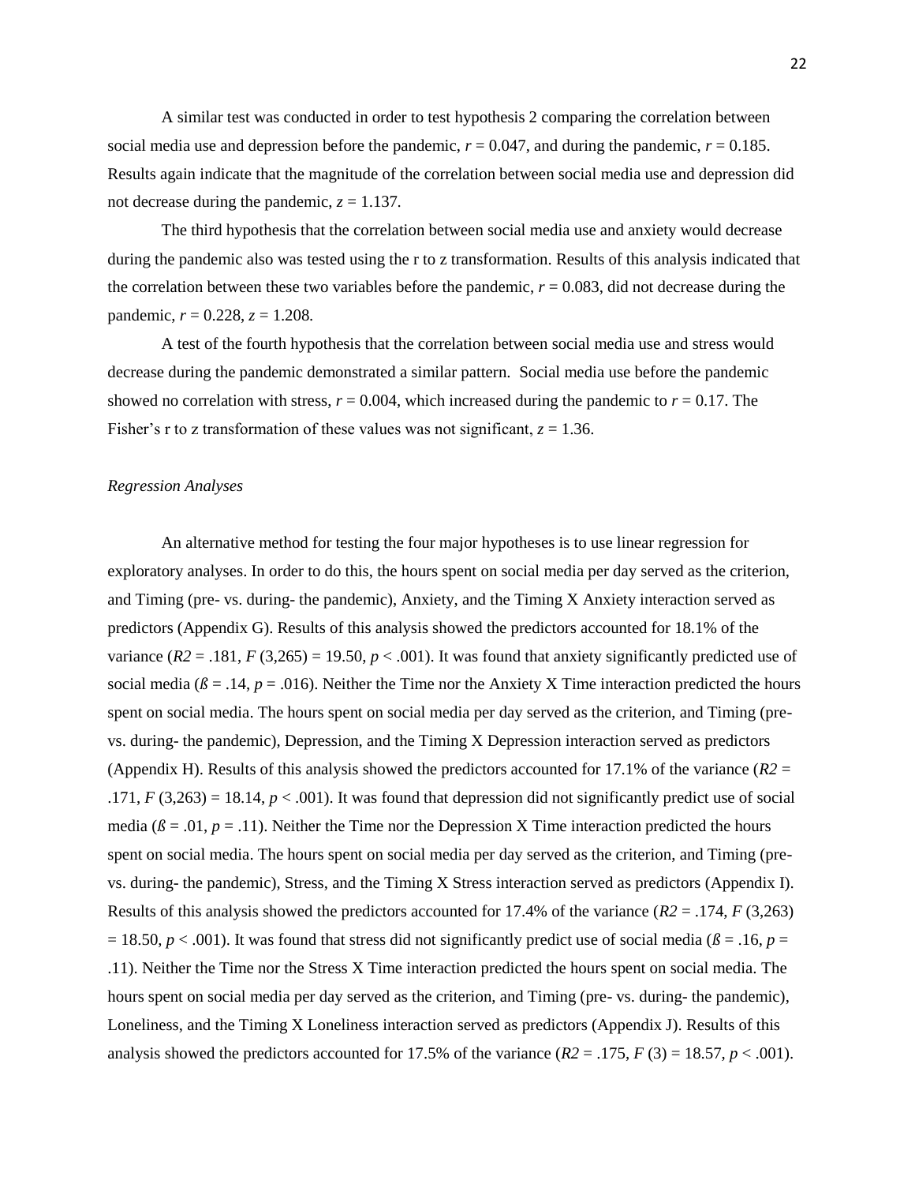A similar test was conducted in order to test hypothesis 2 comparing the correlation between social media use and depression before the pandemic, $r = 0.047$, and during the pandemic, $r = 0.185$. Results again indicate that the magnitude of the correlation between social media use and depression did not decrease during the pandemic, $z = 1.137$.

The third hypothesis that the correlation between social media use and anxiety would decrease during the pandemic also was tested using the r to z transformation. Results of this analysis indicated that the correlation between these two variables before the pandemic, $r = 0.083$, did not decrease during the pandemic, $r = 0.228$, $z = 1.208$.

A test of the fourth hypothesis that the correlation between social media use and stress would decrease during the pandemic demonstrated a similar pattern. Social media use before the pandemic showed no correlation with stress, $r = 0.004$, which increased during the pandemic to $r = 0.17$. The Fisher's r to z transformation of these values was not significant, $z = 1.36$.

*Regression Analyses*

An alternative method for testing the four major hypotheses is to use linear regression for exploratory analyses. In order to do this, the hours spent on social media per day served as the criterion, and Timing (pre- vs. during- the pandemic), Anxiety, and the Timing X Anxiety interaction served as predictors (Appendix G). Results of this analysis showed the predictors accounted for 18.1% of the variance ($R2 = .181$, $F\ (3,265) = 19.50$, $p < .001$). It was found that anxiety significantly predicted use of social media ($ß = .14$, $p = .016$). Neither the Time nor the Anxiety X Time interaction predicted the hours spent on social media. The hours spent on social media per day served as the criterion, and Timing (pre- vs. during- the pandemic), Depression, and the Timing X Depression interaction served as predictors (Appendix H). Results of this analysis showed the predictors accounted for 17.1% of the variance ($R2 = .171$, $F\ (3,263) = 18.14$, $p < .001$). It was found that depression did not significantly predict use of social media ($ß = .01$, $p = .11$). Neither the Time nor the Depression X Time interaction predicted the hours spent on social media. The hours spent on social media per day served as the criterion, and Timing (pre- vs. during- the pandemic), Stress, and the Timing X Stress interaction served as predictors (Appendix I). Results of this analysis showed the predictors accounted for 17.4% of the variance ($R2 = .174$, $F\ (3,263) = 18.50$, $p < .001$). It was found that stress did not significantly predict use of social media ($ß = .16$, $p = .11$). Neither the Time nor the Stress X Time interaction predicted the hours spent on social media. The hours spent on social media per day served as the criterion, and Timing (pre- vs. during- the pandemic), Loneliness, and the Timing X Loneliness interaction served as predictors (Appendix J). Results of this analysis showed the predictors accounted for 17.5% of the variance ($R2 = .175$, $F\ (3) = 18.57$, $p < .001$).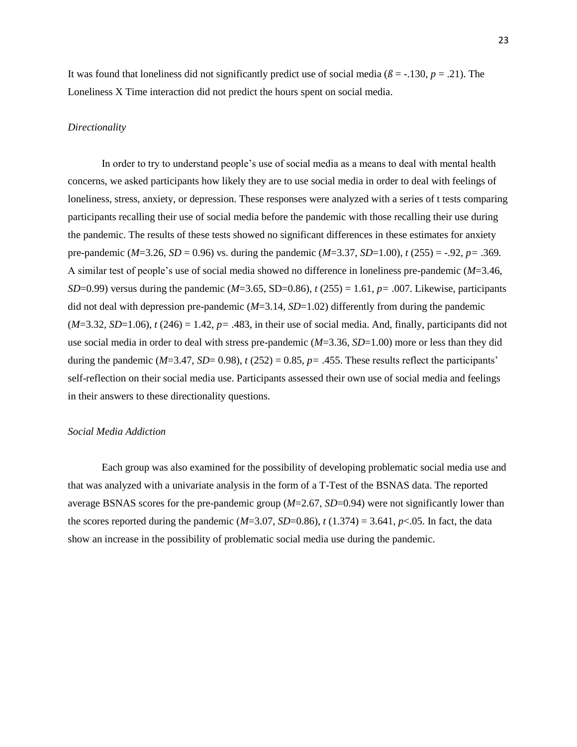It was found that loneliness did not significantly predict use of social media ($ß = -.130$, $p = .21$). The Loneliness X Time interaction did not predict the hours spent on social media.

*Directionality*

In order to try to understand people's use of social media as a means to deal with mental health concerns, we asked participants how likely they are to use social media in order to deal with feelings of loneliness, stress, anxiety, or depression. These responses were analyzed with a series of t tests comparing participants recalling their use of social media before the pandemic with those recalling their use during the pandemic. The results of these tests showed no significant differences in these estimates for anxiety pre-pandemic ($M$=3.26, $SD$ = 0.96) vs. during the pandemic ($M$=3.37, $SD$=1.00), $t$ (255) = -.92, $p$= .369. A similar test of people's use of social media showed no difference in loneliness pre-pandemic ($M$=3.46, $SD$=0.99) versus during the pandemic ($M$=3.65, SD=0.86), $t$ (255) = 1.61, $p$= .007. Likewise, participants did not deal with depression pre-pandemic ($M$=3.14, $SD$=1.02) differently from during the pandemic ($M$=3.32, $SD$=1.06), $t$ (246) = 1.42, $p$= .483, in their use of social media. And, finally, participants did not use social media in order to deal with stress pre-pandemic ($M$=3.36, $SD$=1.00) more or less than they did during the pandemic ($M$=3.47, $SD$= 0.98), $t$ (252) = 0.85, $p$= .455. These results reflect the participants' self-reflection on their social media use. Participants assessed their own use of social media and feelings in their answers to these directionality questions.

*Social Media Addiction*

Each group was also examined for the possibility of developing problematic social media use and that was analyzed with a univariate analysis in the form of a T-Test of the BSNAS data. The reported average BSNAS scores for the pre-pandemic group ($M$=2.67, $SD$=0.94) were not significantly lower than the scores reported during the pandemic ($M$=3.07, $SD$=0.86), $t$ (1.374) = 3.641, $p$<.05. In fact, the data show an increase in the possibility of problematic social media use during the pandemic.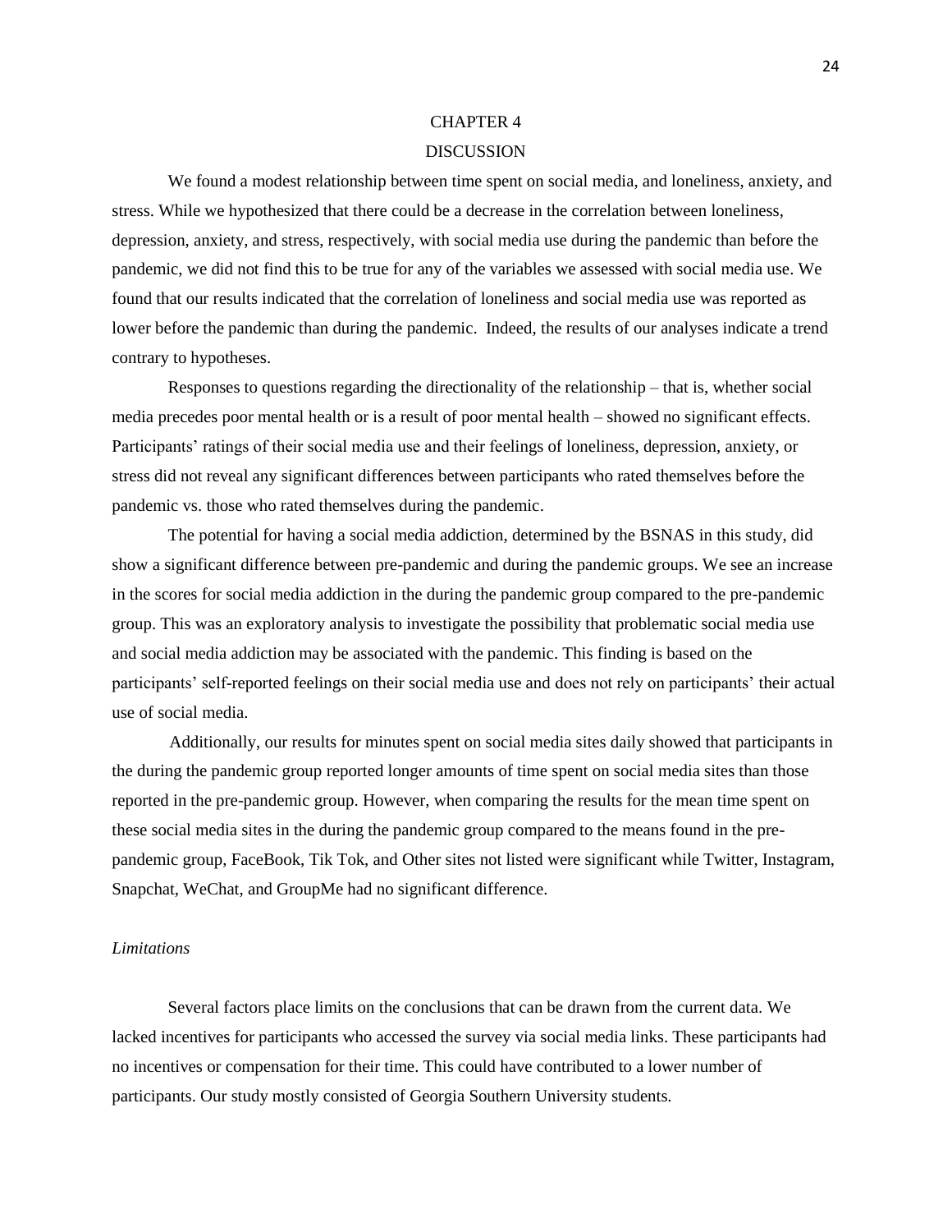# CHAPTER 4

# DISCUSSION

We found a modest relationship between time spent on social media, and loneliness, anxiety, and stress. While we hypothesized that there could be a decrease in the correlation between loneliness, depression, anxiety, and stress, respectively, with social media use during the pandemic than before the pandemic, we did not find this to be true for any of the variables we assessed with social media use. We found that our results indicated that the correlation of loneliness and social media use was reported as lower before the pandemic than during the pandemic.  Indeed, the results of our analyses indicate a trend contrary to hypotheses.

Responses to questions regarding the directionality of the relationship – that is, whether social media precedes poor mental health or is a result of poor mental health – showed no significant effects. Participants' ratings of their social media use and their feelings of loneliness, depression, anxiety, or stress did not reveal any significant differences between participants who rated themselves before the pandemic vs. those who rated themselves during the pandemic.

The potential for having a social media addiction, determined by the BSNAS in this study, did show a significant difference between pre-pandemic and during the pandemic groups. We see an increase in the scores for social media addiction in the during the pandemic group compared to the pre-pandemic group. This was an exploratory analysis to investigate the possibility that problematic social media use and social media addiction may be associated with the pandemic. This finding is based on the participants' self-reported feelings on their social media use and does not rely on participants' their actual use of social media.

Additionally, our results for minutes spent on social media sites daily showed that participants in the during the pandemic group reported longer amounts of time spent on social media sites than those reported in the pre-pandemic group. However, when comparing the results for the mean time spent on these social media sites in the during the pandemic group compared to the means found in the pre-pandemic group, FaceBook, Tik Tok, and Other sites not listed were significant while Twitter, Instagram, Snapchat, WeChat, and GroupMe had no significant difference.

*Limitations*

Several factors place limits on the conclusions that can be drawn from the current data. We lacked incentives for participants who accessed the survey via social media links. These participants had no incentives or compensation for their time. This could have contributed to a lower number of participants. Our study mostly consisted of Georgia Southern University students.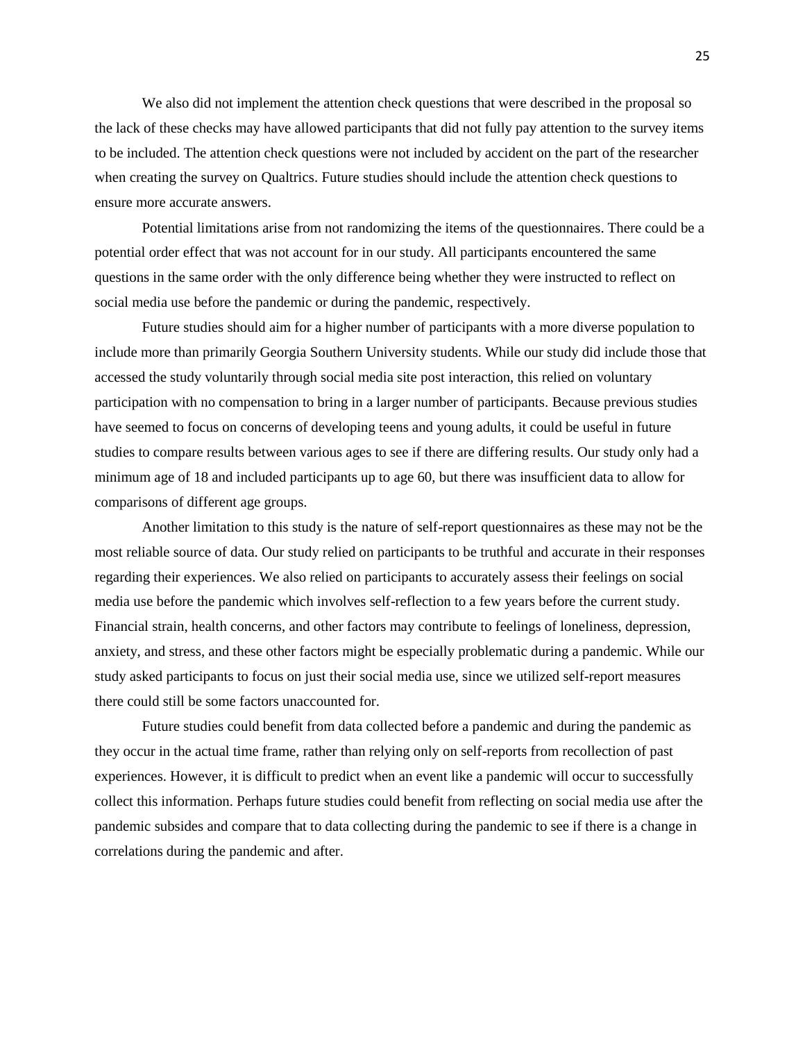We also did not implement the attention check questions that were described in the proposal so the lack of these checks may have allowed participants that did not fully pay attention to the survey items to be included. The attention check questions were not included by accident on the part of the researcher when creating the survey on Qualtrics. Future studies should include the attention check questions to ensure more accurate answers.

Potential limitations arise from not randomizing the items of the questionnaires. There could be a potential order effect that was not account for in our study. All participants encountered the same questions in the same order with the only difference being whether they were instructed to reflect on social media use before the pandemic or during the pandemic, respectively.

Future studies should aim for a higher number of participants with a more diverse population to include more than primarily Georgia Southern University students. While our study did include those that accessed the study voluntarily through social media site post interaction, this relied on voluntary participation with no compensation to bring in a larger number of participants. Because previous studies have seemed to focus on concerns of developing teens and young adults, it could be useful in future studies to compare results between various ages to see if there are differing results. Our study only had a minimum age of 18 and included participants up to age 60, but there was insufficient data to allow for comparisons of different age groups.

Another limitation to this study is the nature of self-report questionnaires as these may not be the most reliable source of data. Our study relied on participants to be truthful and accurate in their responses regarding their experiences. We also relied on participants to accurately assess their feelings on social media use before the pandemic which involves self-reflection to a few years before the current study. Financial strain, health concerns, and other factors may contribute to feelings of loneliness, depression, anxiety, and stress, and these other factors might be especially problematic during a pandemic. While our study asked participants to focus on just their social media use, since we utilized self-report measures there could still be some factors unaccounted for.

Future studies could benefit from data collected before a pandemic and during the pandemic as they occur in the actual time frame, rather than relying only on self-reports from recollection of past experiences. However, it is difficult to predict when an event like a pandemic will occur to successfully collect this information. Perhaps future studies could benefit from reflecting on social media use after the pandemic subsides and compare that to data collecting during the pandemic to see if there is a change in correlations during the pandemic and after.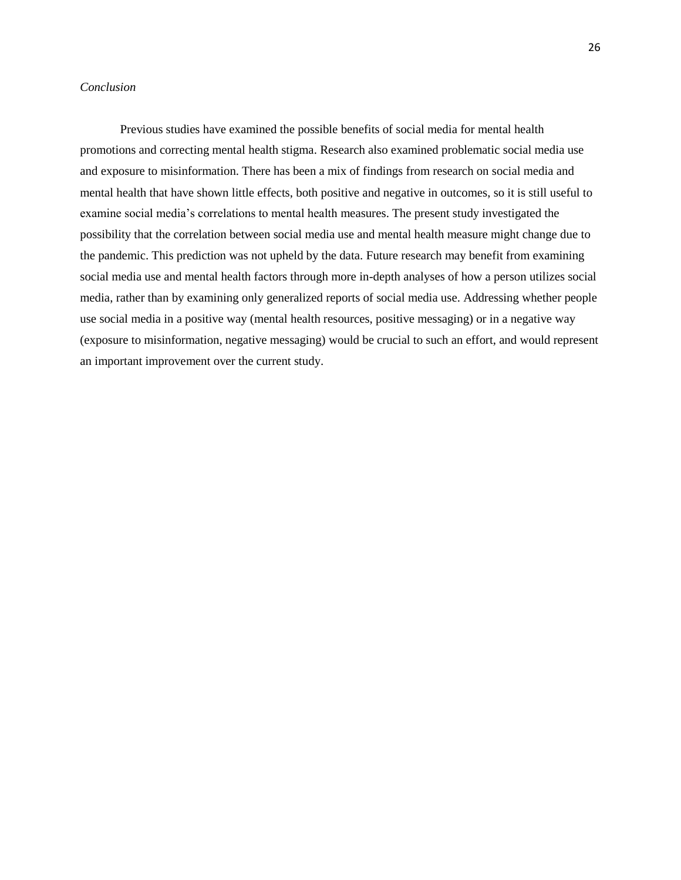*Conclusion*

Previous studies have examined the possible benefits of social media for mental health promotions and correcting mental health stigma. Research also examined problematic social media use and exposure to misinformation. There has been a mix of findings from research on social media and mental health that have shown little effects, both positive and negative in outcomes, so it is still useful to examine social media's correlations to mental health measures. The present study investigated the possibility that the correlation between social media use and mental health measure might change due to the pandemic. This prediction was not upheld by the data. Future research may benefit from examining social media use and mental health factors through more in-depth analyses of how a person utilizes social media, rather than by examining only generalized reports of social media use. Addressing whether people use social media in a positive way (mental health resources, positive messaging) or in a negative way (exposure to misinformation, negative messaging) would be crucial to such an effort, and would represent an important improvement over the current study.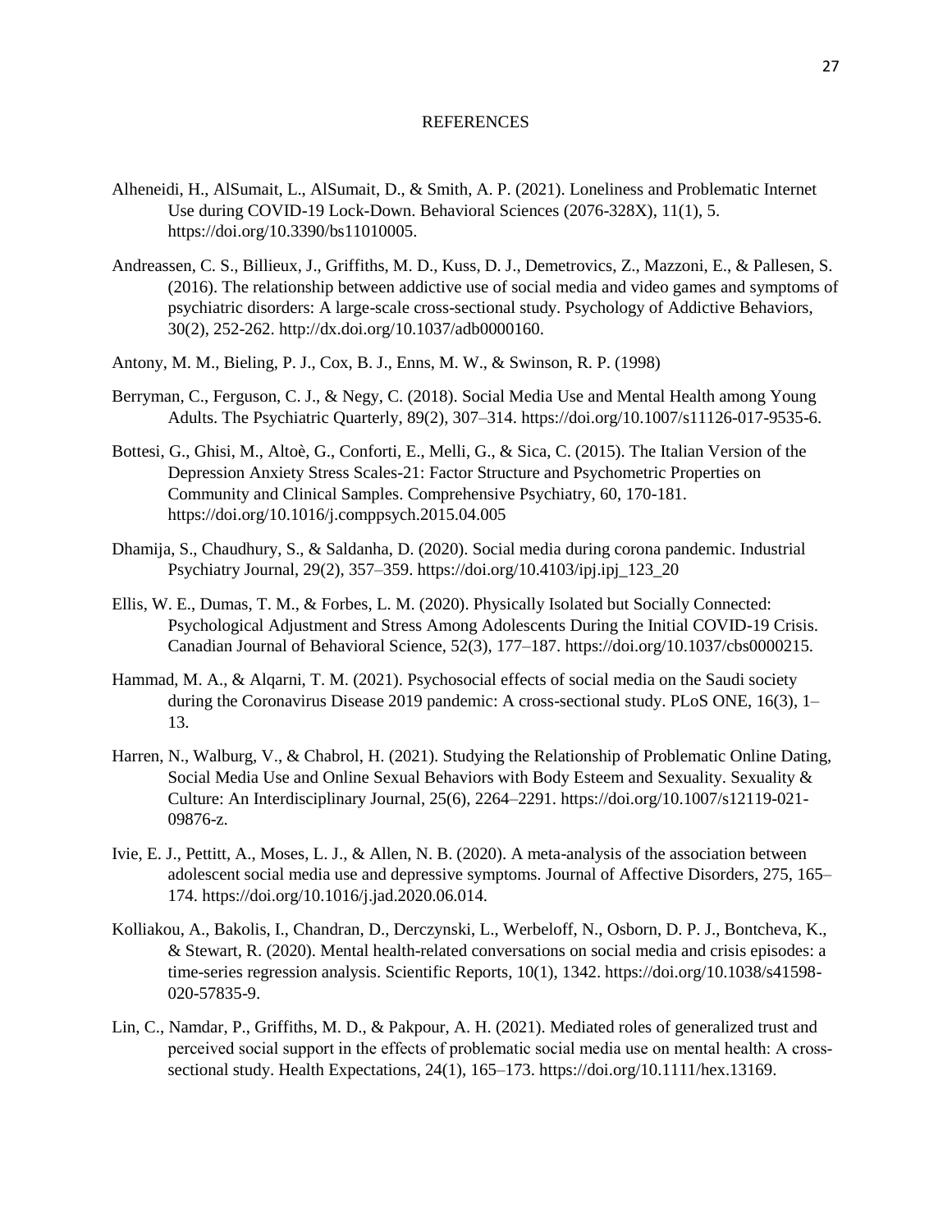# REFERENCES

Alheneidi, H., AlSumait, L., AlSumait, D., & Smith, A. P. (2021). Loneliness and Problematic Internet Use during COVID-19 Lock-Down. Behavioral Sciences (2076-328X), 11(1), 5. https://doi.org/10.3390/bs11010005.

Andreassen, C. S., Billieux, J., Griffiths, M. D., Kuss, D. J., Demetrovics, Z., Mazzoni, E., & Pallesen, S. (2016). The relationship between addictive use of social media and video games and symptoms of psychiatric disorders: A large-scale cross-sectional study. Psychology of Addictive Behaviors, 30(2), 252-262. http://dx.doi.org/10.1037/adb0000160.

Antony, M. M., Bieling, P. J., Cox, B. J., Enns, M. W., & Swinson, R. P. (1998)

Berryman, C., Ferguson, C. J., & Negy, C. (2018). Social Media Use and Mental Health among Young Adults. The Psychiatric Quarterly, 89(2), 307–314. https://doi.org/10.1007/s11126-017-9535-6.

Bottesi, G., Ghisi, M., Altoè, G., Conforti, E., Melli, G., & Sica, C. (2015). The Italian Version of the Depression Anxiety Stress Scales-21: Factor Structure and Psychometric Properties on Community and Clinical Samples. Comprehensive Psychiatry, 60, 170-181. https://doi.org/10.1016/j.comppsych.2015.04.005

Dhamija, S., Chaudhury, S., & Saldanha, D. (2020). Social media during corona pandemic. Industrial Psychiatry Journal, 29(2), 357–359. https://doi.org/10.4103/ipj.ipj_123_20

Ellis, W. E., Dumas, T. M., & Forbes, L. M. (2020). Physically Isolated but Socially Connected: Psychological Adjustment and Stress Among Adolescents During the Initial COVID-19 Crisis. Canadian Journal of Behavioral Science, 52(3), 177–187. https://doi.org/10.1037/cbs0000215.

Hammad, M. A., & Alqarni, T. M. (2021). Psychosocial effects of social media on the Saudi society during the Coronavirus Disease 2019 pandemic: A cross-sectional study. PLoS ONE, 16(3), 1–13.

Harren, N., Walburg, V., & Chabrol, H. (2021). Studying the Relationship of Problematic Online Dating, Social Media Use and Online Sexual Behaviors with Body Esteem and Sexuality. Sexuality & Culture: An Interdisciplinary Journal, 25(6), 2264–2291. https://doi.org/10.1007/s12119-021-09876-z.

Ivie, E. J., Pettitt, A., Moses, L. J., & Allen, N. B. (2020). A meta-analysis of the association between adolescent social media use and depressive symptoms. Journal of Affective Disorders, 275, 165–174. https://doi.org/10.1016/j.jad.2020.06.014.

Kolliakou, A., Bakolis, I., Chandran, D., Derczynski, L., Werbeloff, N., Osborn, D. P. J., Bontcheva, K., & Stewart, R. (2020). Mental health-related conversations on social media and crisis episodes: a time-series regression analysis. Scientific Reports, 10(1), 1342. https://doi.org/10.1038/s41598-020-57835-9.

Lin, C., Namdar, P., Griffiths, M. D., & Pakpour, A. H. (2021). Mediated roles of generalized trust and perceived social support in the effects of problematic social media use on mental health: A cross-sectional study. Health Expectations, 24(1), 165–173. https://doi.org/10.1111/hex.13169.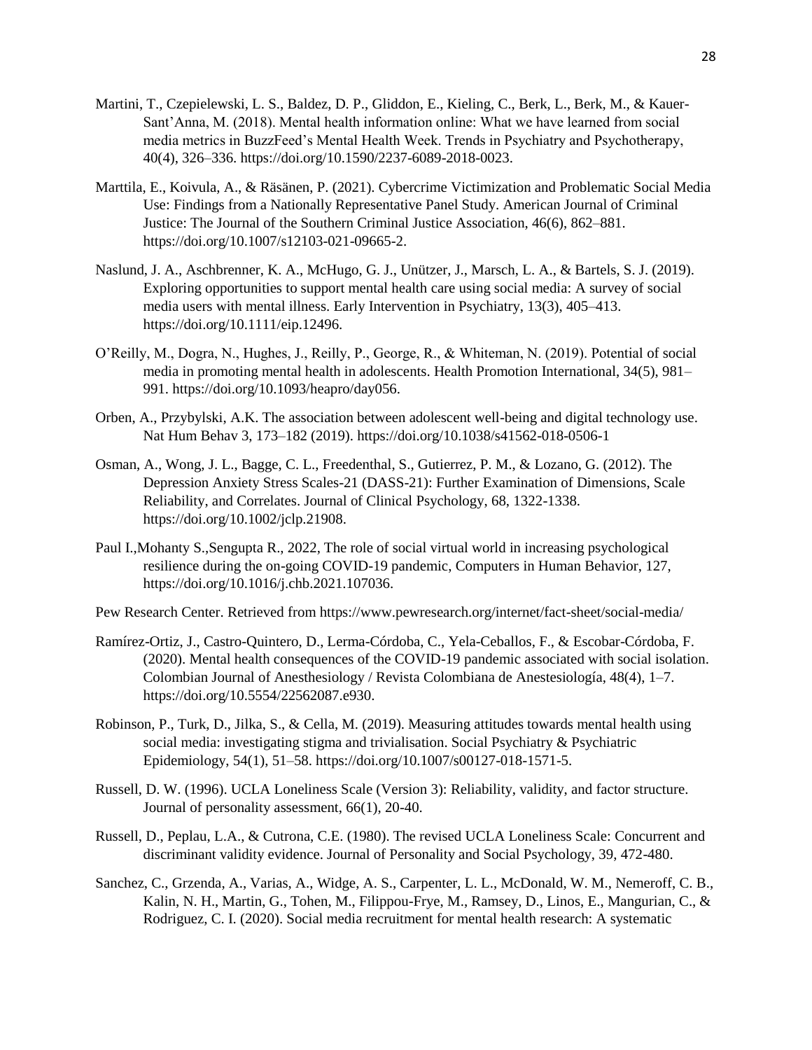Martini, T., Czepielewski, L. S., Baldez, D. P., Gliddon, E., Kieling, C., Berk, L., Berk, M., & Kauer-Sant'Anna, M. (2018). Mental health information online: What we have learned from social media metrics in BuzzFeed's Mental Health Week. Trends in Psychiatry and Psychotherapy, 40(4), 326–336. https://doi.org/10.1590/2237-6089-2018-0023.

Marttila, E., Koivula, A., & Räsänen, P. (2021). Cybercrime Victimization and Problematic Social Media Use: Findings from a Nationally Representative Panel Study. American Journal of Criminal Justice: The Journal of the Southern Criminal Justice Association, 46(6), 862–881. https://doi.org/10.1007/s12103-021-09665-2.

Naslund, J. A., Aschbrenner, K. A., McHugo, G. J., Unützer, J., Marsch, L. A., & Bartels, S. J. (2019). Exploring opportunities to support mental health care using social media: A survey of social media users with mental illness. Early Intervention in Psychiatry, 13(3), 405–413. https://doi.org/10.1111/eip.12496.

O'Reilly, M., Dogra, N., Hughes, J., Reilly, P., George, R., & Whiteman, N. (2019). Potential of social media in promoting mental health in adolescents. Health Promotion International, 34(5), 981–991. https://doi.org/10.1093/heapro/day056.

Orben, A., Przybylski, A.K. The association between adolescent well-being and digital technology use. Nat Hum Behav 3, 173–182 (2019). https://doi.org/10.1038/s41562-018-0506-1

Osman, A., Wong, J. L., Bagge, C. L., Freedenthal, S., Gutierrez, P. M., & Lozano, G. (2012). The Depression Anxiety Stress Scales-21 (DASS-21): Further Examination of Dimensions, Scale Reliability, and Correlates. Journal of Clinical Psychology, 68, 1322-1338. https://doi.org/10.1002/jclp.21908.

Paul I.,Mohanty S.,Sengupta R., 2022, The role of social virtual world in increasing psychological resilience during the on-going COVID-19 pandemic, Computers in Human Behavior, 127, https://doi.org/10.1016/j.chb.2021.107036.

Pew Research Center. Retrieved from https://www.pewresearch.org/internet/fact-sheet/social-media/

Ramírez-Ortiz, J., Castro-Quintero, D., Lerma-Córdoba, C., Yela-Ceballos, F., & Escobar-Córdoba, F. (2020). Mental health consequences of the COVID-19 pandemic associated with social isolation. Colombian Journal of Anesthesiology / Revista Colombiana de Anestesiología, 48(4), 1–7. https://doi.org/10.5554/22562087.e930.

Robinson, P., Turk, D., Jilka, S., & Cella, M. (2019). Measuring attitudes towards mental health using social media: investigating stigma and trivialisation. Social Psychiatry & Psychiatric Epidemiology, 54(1), 51–58. https://doi.org/10.1007/s00127-018-1571-5.

Russell, D. W. (1996). UCLA Loneliness Scale (Version 3): Reliability, validity, and factor structure. Journal of personality assessment, 66(1), 20-40.

Russell, D., Peplau, L.A., & Cutrona, C.E. (1980). The revised UCLA Loneliness Scale: Concurrent and discriminant validity evidence. Journal of Personality and Social Psychology, 39, 472-480.

Sanchez, C., Grzenda, A., Varias, A., Widge, A. S., Carpenter, L. L., McDonald, W. M., Nemeroff, C. B., Kalin, N. H., Martin, G., Tohen, M., Filippou-Frye, M., Ramsey, D., Linos, E., Mangurian, C., & Rodriguez, C. I. (2020). Social media recruitment for mental health research: A systematic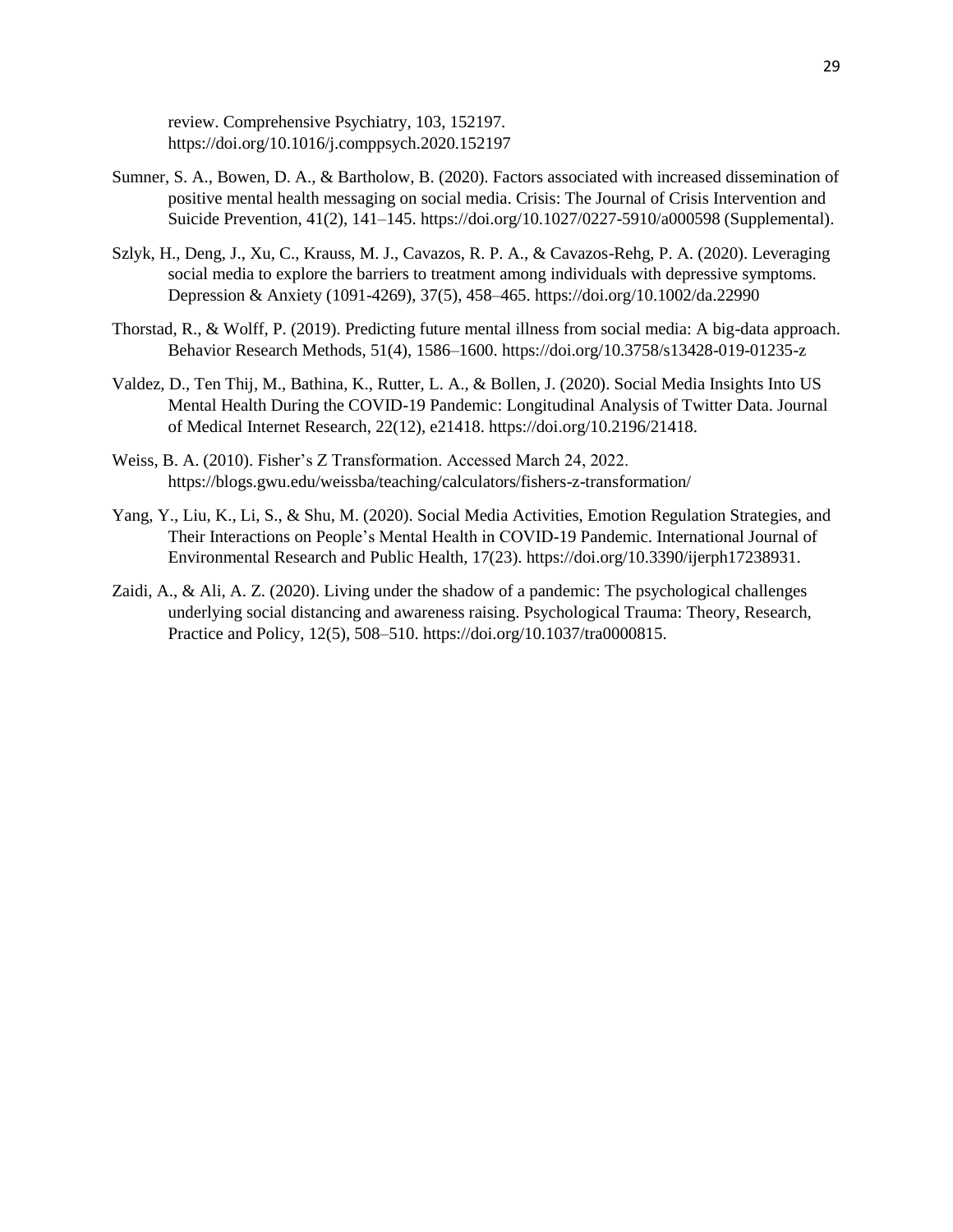review. Comprehensive Psychiatry, 103, 152197. https://doi.org/10.1016/j.comppsych.2020.152197

Sumner, S. A., Bowen, D. A., & Bartholow, B. (2020). Factors associated with increased dissemination of positive mental health messaging on social media. Crisis: The Journal of Crisis Intervention and Suicide Prevention, 41(2), 141–145. https://doi.org/10.1027/0227-5910/a000598 (Supplemental).

Szlyk, H., Deng, J., Xu, C., Krauss, M. J., Cavazos, R. P. A., & Cavazos-Rehg, P. A. (2020). Leveraging social media to explore the barriers to treatment among individuals with depressive symptoms. Depression & Anxiety (1091-4269), 37(5), 458–465. https://doi.org/10.1002/da.22990

Thorstad, R., & Wolff, P. (2019). Predicting future mental illness from social media: A big-data approach. Behavior Research Methods, 51(4), 1586–1600. https://doi.org/10.3758/s13428-019-01235-z

Valdez, D., Ten Thij, M., Bathina, K., Rutter, L. A., & Bollen, J. (2020). Social Media Insights Into US Mental Health During the COVID-19 Pandemic: Longitudinal Analysis of Twitter Data. Journal of Medical Internet Research, 22(12), e21418. https://doi.org/10.2196/21418.

Weiss, B. A. (2010). Fisher's Z Transformation. Accessed March 24, 2022. https://blogs.gwu.edu/weissba/teaching/calculators/fishers-z-transformation/

Yang, Y., Liu, K., Li, S., & Shu, M. (2020). Social Media Activities, Emotion Regulation Strategies, and Their Interactions on People's Mental Health in COVID-19 Pandemic. International Journal of Environmental Research and Public Health, 17(23). https://doi.org/10.3390/ijerph17238931.

Zaidi, A., & Ali, A. Z. (2020). Living under the shadow of a pandemic: The psychological challenges underlying social distancing and awareness raising. Psychological Trauma: Theory, Research, Practice and Policy, 12(5), 508–510. https://doi.org/10.1037/tra0000815.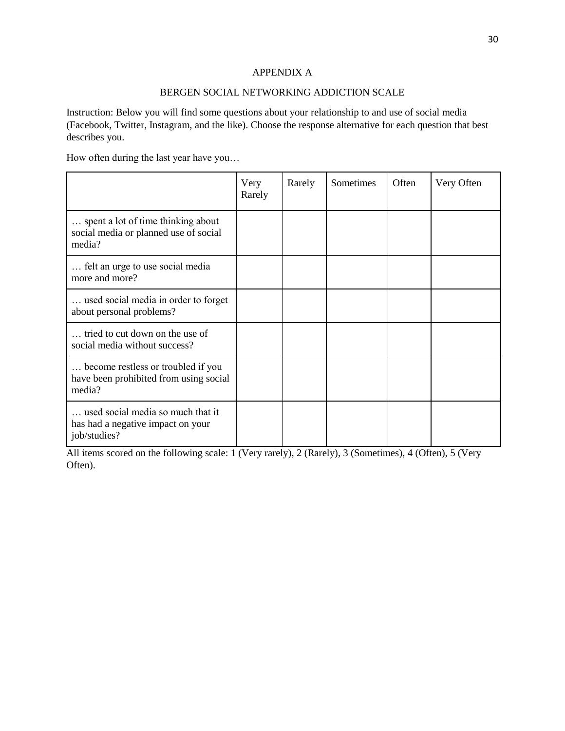# APPENDIX A

## BERGEN SOCIAL NETWORKING ADDICTION SCALE

Instruction: Below you will find some questions about your relationship to and use of social media (Facebook, Twitter, Instagram, and the like). Choose the response alternative for each question that best describes you.

How often during the last year have you…

| | Very Rarely | Rarely | Sometimes | Often | Very Often |
|---|---|---|---|---|---|
| … spent a lot of time thinking about social media or planned use of social media? | | | | | |
| … felt an urge to use social media more and more? | | | | | |
| … used social media in order to forget about personal problems? | | | | | |
| … tried to cut down on the use of social media without success? | | | | | |
| … become restless or troubled if you have been prohibited from using social media? | | | | | |
| … used social media so much that it has had a negative impact on your job/studies? | | | | | |

All items scored on the following scale: 1 (Very rarely), 2 (Rarely), 3 (Sometimes), 4 (Often), 5 (Very Often).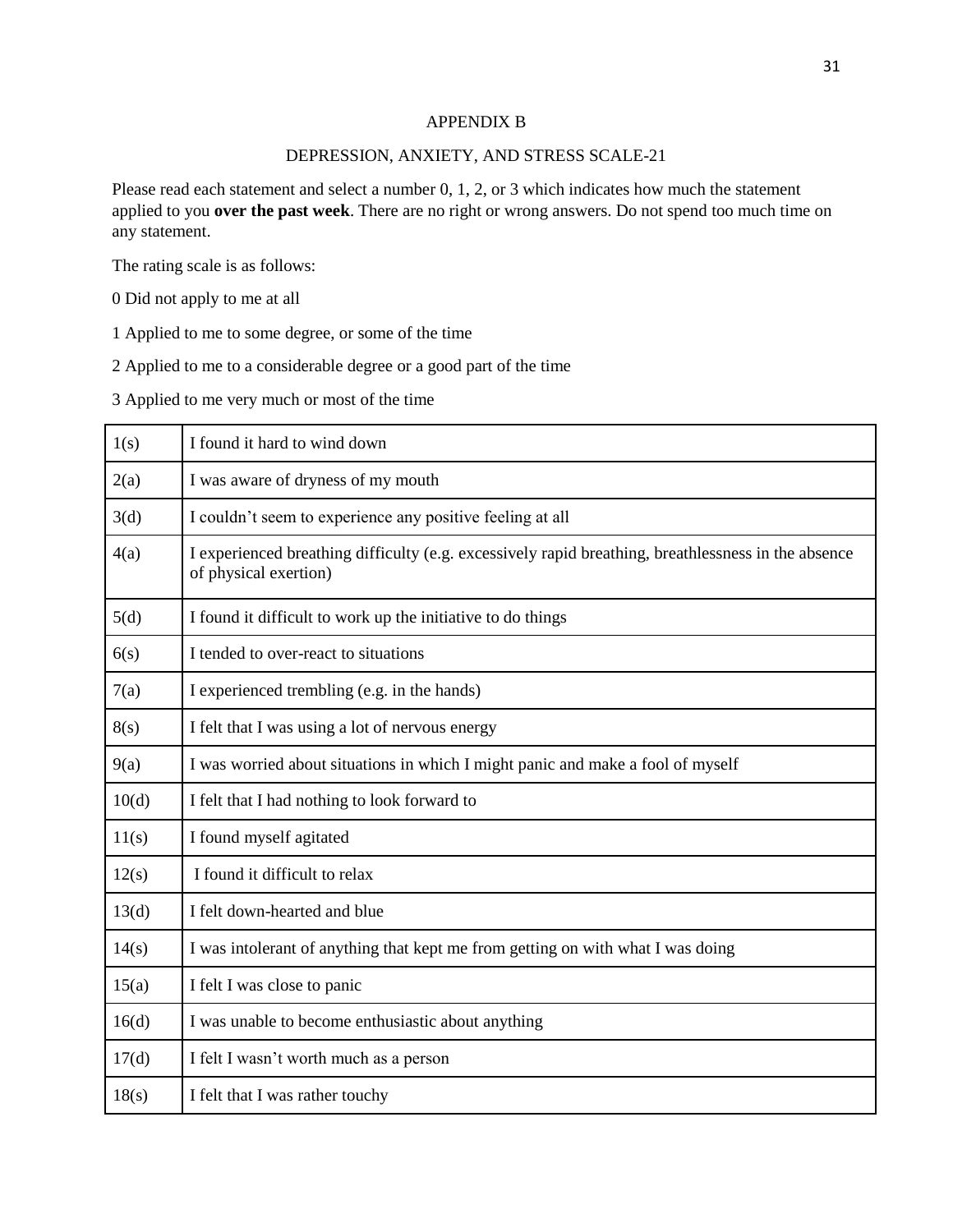## APPENDIX B

## DEPRESSION, ANXIETY, AND STRESS SCALE-21

Please read each statement and select a number 0, 1, 2, or 3 which indicates how much the statement applied to you **over the past week**. There are no right or wrong answers. Do not spend too much time on any statement.

The rating scale is as follows:

0 Did not apply to me at all

1 Applied to me to some degree, or some of the time

2 Applied to me to a considerable degree or a good part of the time

3 Applied to me very much or most of the time

| | |
|---|---|
| 1(s) | I found it hard to wind down |
| 2(a) | I was aware of dryness of my mouth |
| 3(d) | I couldn't seem to experience any positive feeling at all |
| 4(a) | I experienced breathing difficulty (e.g. excessively rapid breathing, breathlessness in the absence of physical exertion) |
| 5(d) | I found it difficult to work up the initiative to do things |
| 6(s) | I tended to over-react to situations |
| 7(a) | I experienced trembling (e.g. in the hands) |
| 8(s) | I felt that I was using a lot of nervous energy |
| 9(a) | I was worried about situations in which I might panic and make a fool of myself |
| 10(d) | I felt that I had nothing to look forward to |
| 11(s) | I found myself agitated |
| 12(s) | I found it difficult to relax |
| 13(d) | I felt down-hearted and blue |
| 14(s) | I was intolerant of anything that kept me from getting on with what I was doing |
| 15(a) | I felt I was close to panic |
| 16(d) | I was unable to become enthusiastic about anything |
| 17(d) | I felt I wasn't worth much as a person |
| 18(s) | I felt that I was rather touchy |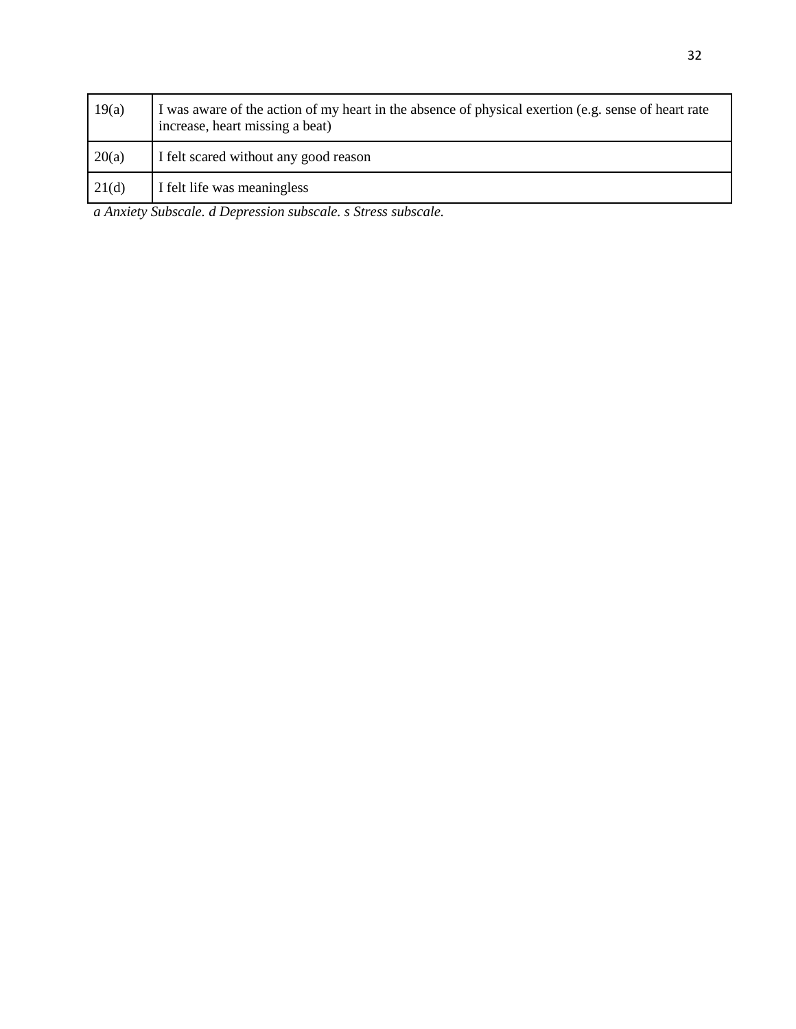| | |
|---|---|
| 19(a) | I was aware of the action of my heart in the absence of physical exertion (e.g. sense of heart rate increase, heart missing a beat) |
| 20(a) | I felt scared without any good reason |
| 21(d) | I felt life was meaningless |

*a Anxiety Subscale. d Depression subscale. s Stress subscale.*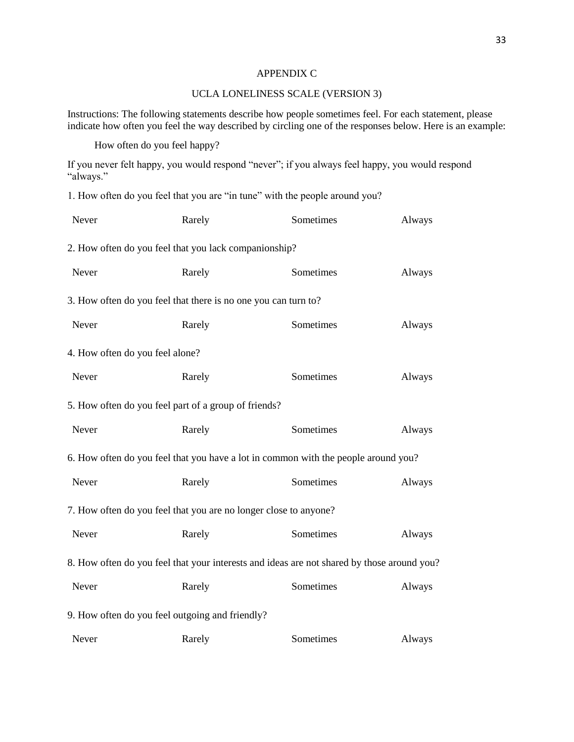# APPENDIX C

## UCLA LONELINESS SCALE (VERSION 3)

Instructions: The following statements describe how people sometimes feel. For each statement, please indicate how often you feel the way described by circling one of the responses below. Here is an example:

How often do you feel happy?

If you never felt happy, you would respond "never"; if you always feel happy, you would respond "always."

1. How often do you feel that you are "in tune" with the people around you?

Never Rarely Sometimes Always

2. How often do you feel that you lack companionship?

Never Rarely Sometimes Always

3. How often do you feel that there is no one you can turn to?

Never Rarely Sometimes Always

4. How often do you feel alone?

Never Rarely Sometimes Always

5. How often do you feel part of a group of friends?

Never Rarely Sometimes Always

6. How often do you feel that you have a lot in common with the people around you?

Never Rarely Sometimes Always

7. How often do you feel that you are no longer close to anyone?

Never Rarely Sometimes Always

8. How often do you feel that your interests and ideas are not shared by those around you?

Never Rarely Sometimes Always

9. How often do you feel outgoing and friendly?

Never Rarely Sometimes Always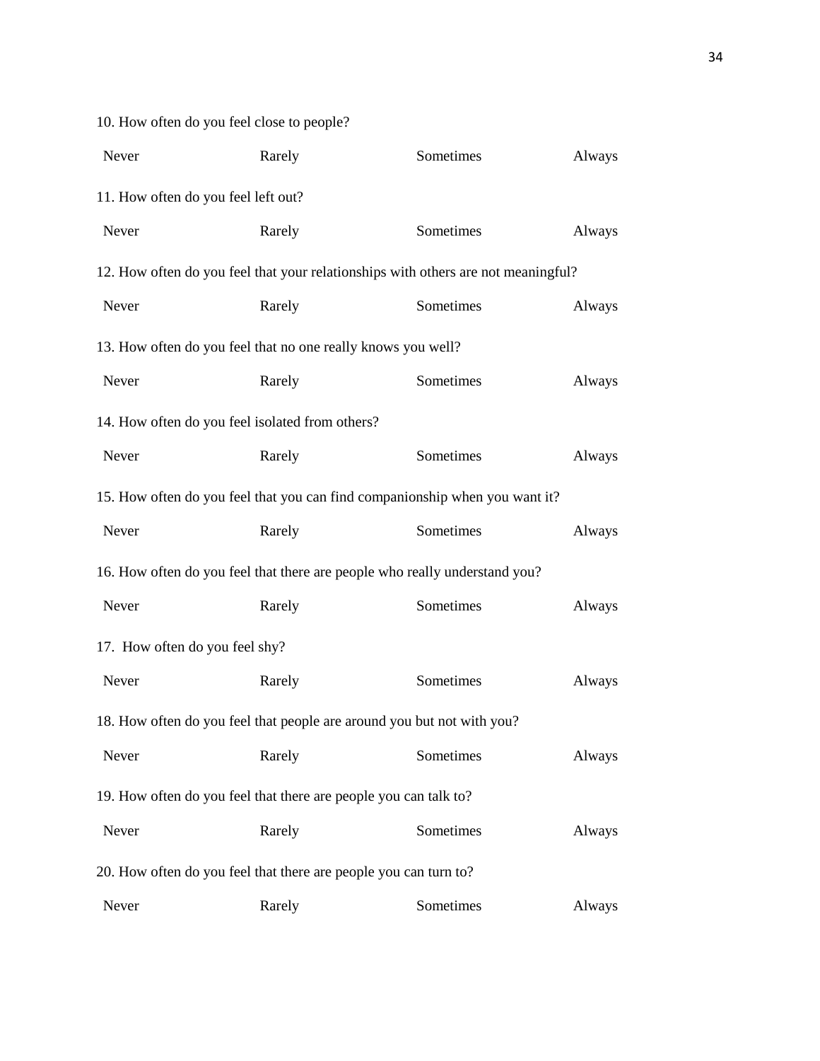10. How often do you feel close to people?

Never Rarely Sometimes Always

11. How often do you feel left out?

Never Rarely Sometimes Always

12. How often do you feel that your relationships with others are not meaningful?

Never Rarely Sometimes Always

13. How often do you feel that no one really knows you well?

Never Rarely Sometimes Always

14. How often do you feel isolated from others?

Never Rarely Sometimes Always

15. How often do you feel that you can find companionship when you want it?

Never Rarely Sometimes Always

16. How often do you feel that there are people who really understand you?

Never Rarely Sometimes Always

17. How often do you feel shy?

Never Rarely Sometimes Always

18. How often do you feel that people are around you but not with you?

Never Rarely Sometimes Always

19. How often do you feel that there are people you can talk to?

Never Rarely Sometimes Always

20. How often do you feel that there are people you can turn to?

Never Rarely Sometimes Always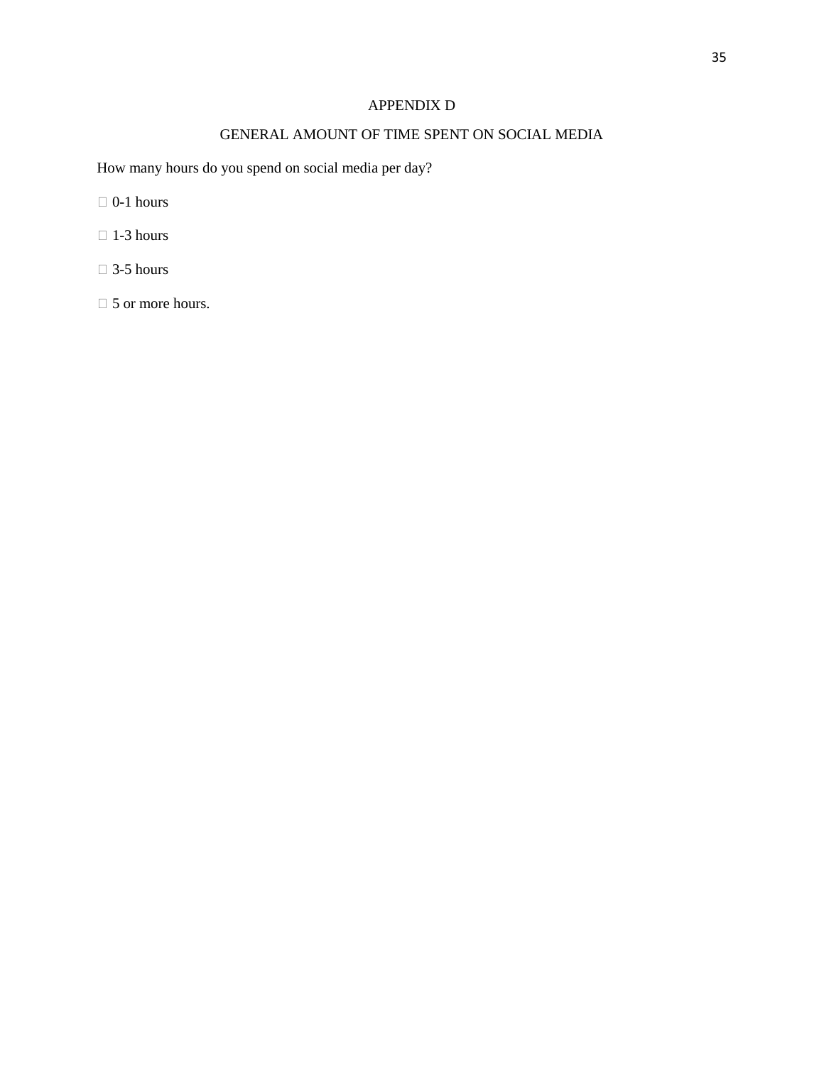# APPENDIX D

## GENERAL AMOUNT OF TIME SPENT ON SOCIAL MEDIA

How many hours do you spend on social media per day?

- 0-1 hours
- 1-3 hours
- 3-5 hours
- 5 or more hours.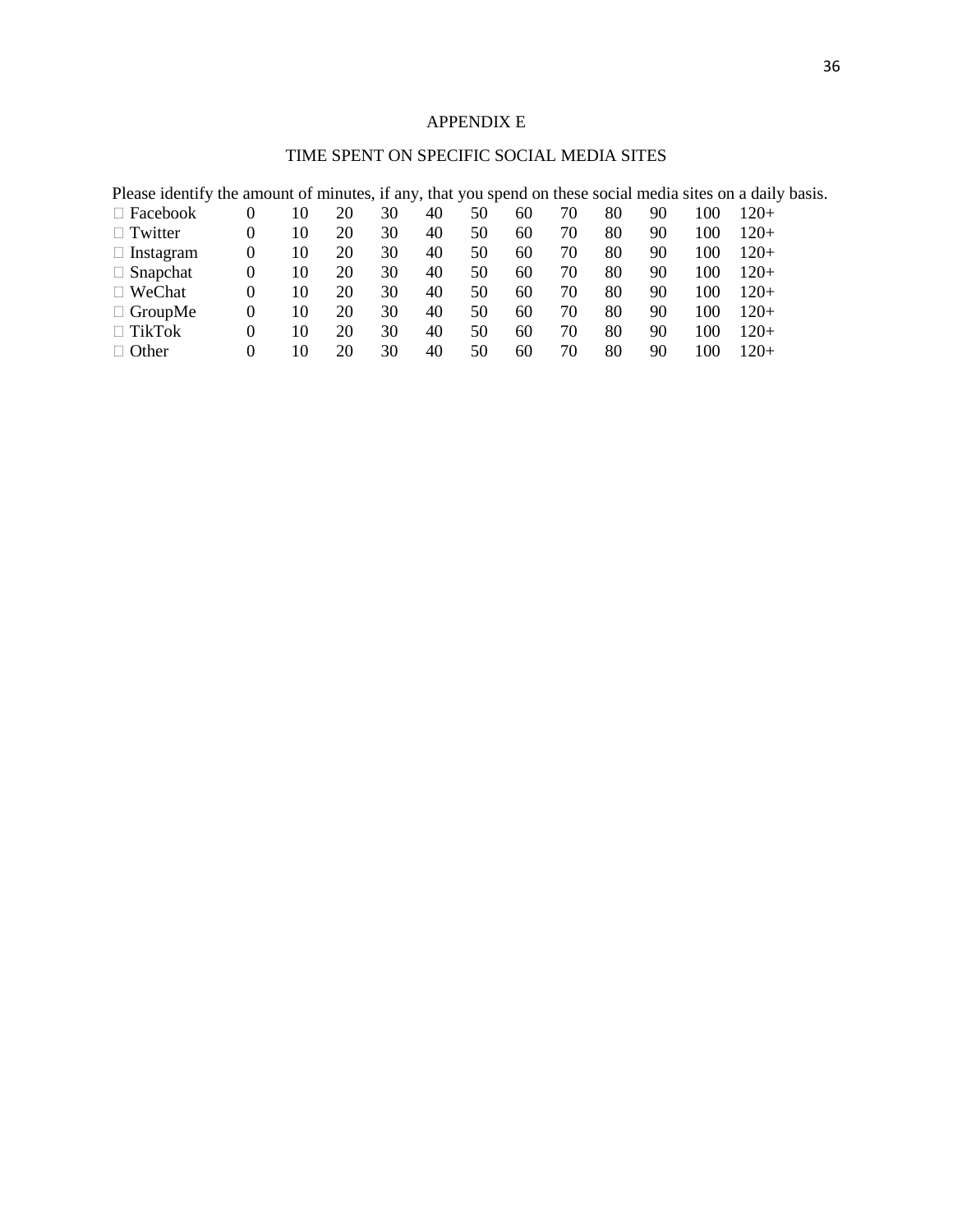## APPENDIX E

## TIME SPENT ON SPECIFIC SOCIAL MEDIA SITES

Please identify the amount of minutes, if any, that you spend on these social media sites on a daily basis.

| | | | | | | | | | | | | |
|---|---|---|---|---|---|---|---|---|---|---|---|---|
| □ Facebook | 0 | 10 | 20 | 30 | 40 | 50 | 60 | 70 | 80 | 90 | 100 | 120+ |
| □ Twitter | 0 | 10 | 20 | 30 | 40 | 50 | 60 | 70 | 80 | 90 | 100 | 120+ |
| □ Instagram | 0 | 10 | 20 | 30 | 40 | 50 | 60 | 70 | 80 | 90 | 100 | 120+ |
| □ Snapchat | 0 | 10 | 20 | 30 | 40 | 50 | 60 | 70 | 80 | 90 | 100 | 120+ |
| □ WeChat | 0 | 10 | 20 | 30 | 40 | 50 | 60 | 70 | 80 | 90 | 100 | 120+ |
| □ GroupMe | 0 | 10 | 20 | 30 | 40 | 50 | 60 | 70 | 80 | 90 | 100 | 120+ |
| □ TikTok | 0 | 10 | 20 | 30 | 40 | 50 | 60 | 70 | 80 | 90 | 100 | 120+ |
| □ Other | 0 | 10 | 20 | 30 | 40 | 50 | 60 | 70 | 80 | 90 | 100 | 120+ |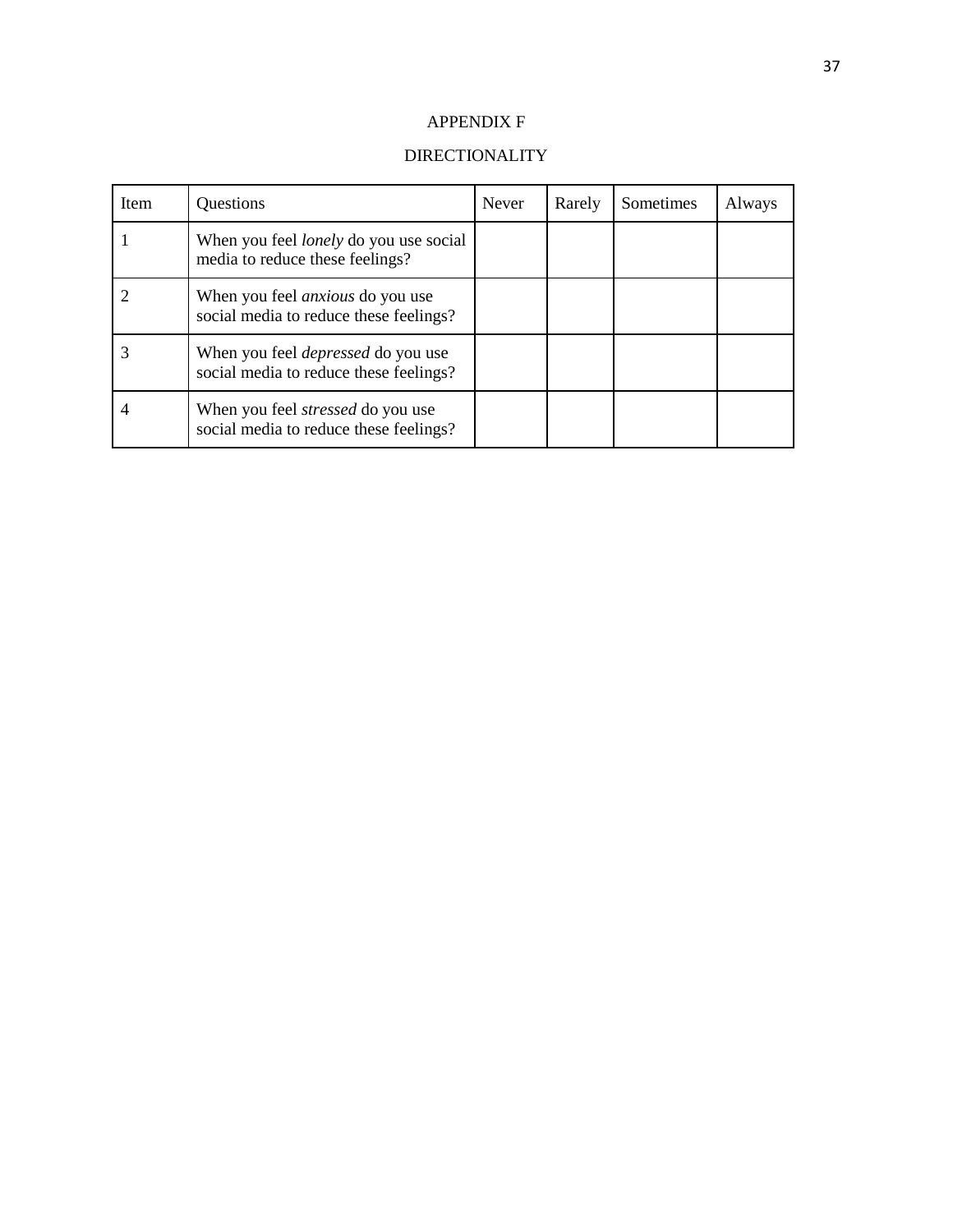# APPENDIX F

## DIRECTIONALITY

| Item | Questions | Never | Rarely | Sometimes | Always |
|---|---|---|---|---|---|
| 1 | When you feel *lonely* do you use social media to reduce these feelings? | | | | |
| 2 | When you feel *anxious* do you use social media to reduce these feelings? | | | | |
| 3 | When you feel *depressed* do you use social media to reduce these feelings? | | | | |
| 4 | When you feel *stressed* do you use social media to reduce these feelings? | | | | |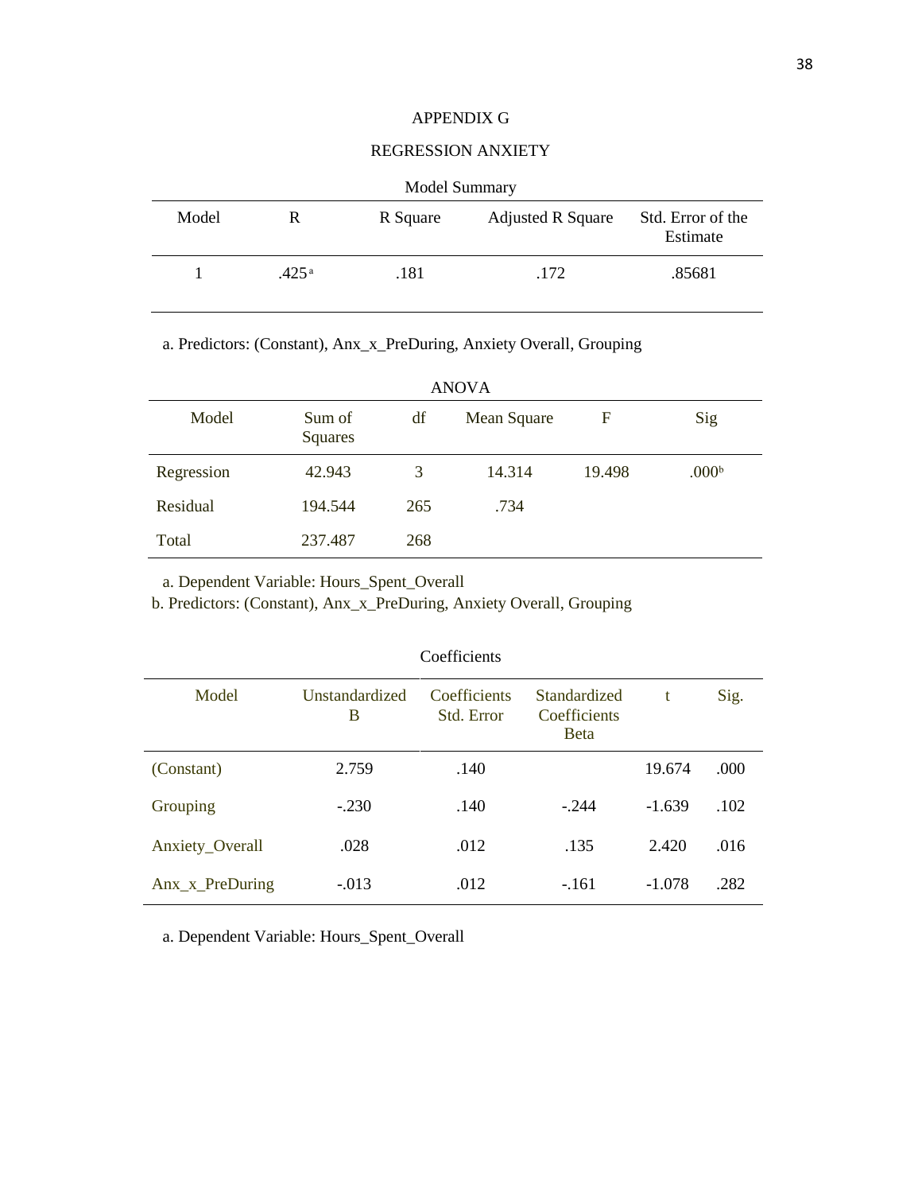# APPENDIX G

## REGRESSION ANXIETY

Model Summary

| Model | R | R Square | Adjusted R Square | Std. Error of the Estimate |
|---|---|---|---|---|
| 1 | .425[a] | .181 | .172 | .85681 |

a. Predictors: (Constant), Anx_x_PreDuring, Anxiety Overall, Grouping

ANOVA

| Model | Sum of Squares | df | Mean Square | F | Sig |
|---|---|---|---|---|---|
| Regression | 42.943 | 3 | 14.314 | 19.498 | .000[b] |
| Residual | 194.544 | 265 | .734 | | |
| Total | 237.487 | 268 | | | |

a. Dependent Variable: Hours_Spent_Overall
b. Predictors: (Constant), Anx_x_PreDuring, Anxiety Overall, Grouping

Coefficients

| Model | Unstandardized B | Coefficients Std. Error | Standardized Coefficients Beta | t | Sig. |
|---|---|---|---|---|---|
| (Constant) | 2.759 | .140 | | 19.674 | .000 |
| Grouping | -.230 | .140 | -.244 | -1.639 | .102 |
| Anxiety_Overall | .028 | .012 | .135 | 2.420 | .016 |
| Anx_x_PreDuring | -.013 | .012 | -.161 | -1.078 | .282 |

a. Dependent Variable: Hours_Spent_Overall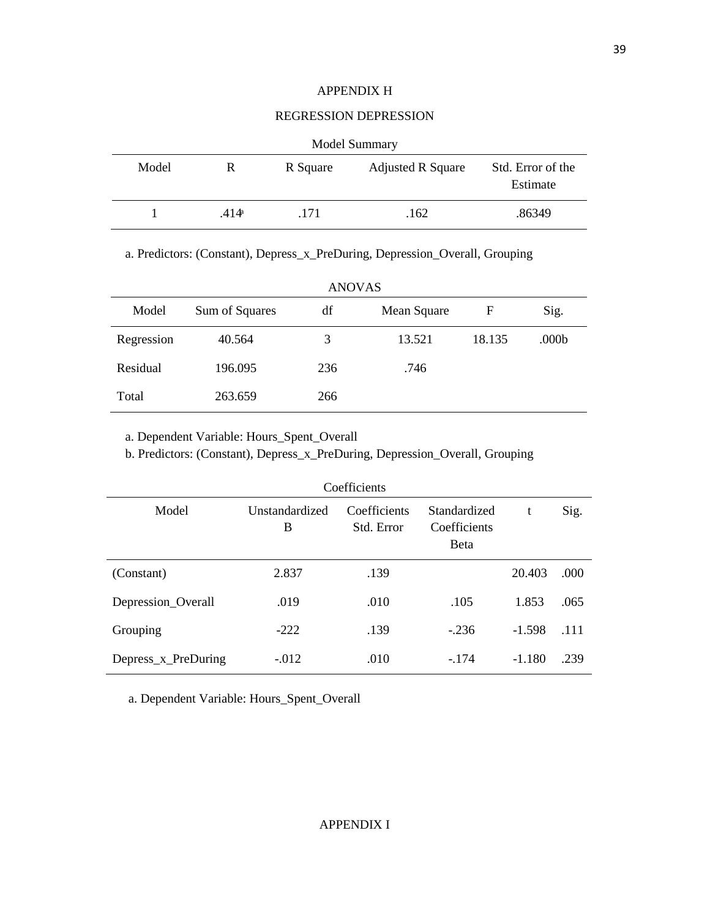# APPENDIX H

## REGRESSION DEPRESSION

Model Summary

| Model | R | R Square | Adjusted R Square | Std. Error of the Estimate |
|---|---|---|---|---|
| 1 | .414[a] | .171 | .162 | .86349 |

a. Predictors: (Constant), Depress_x_PreDuring, Depression_Overall, Grouping

ANOVAS

| Model | Sum of Squares | df | Mean Square | F | Sig. |
|---|---|---|---|---|---|
| Regression | 40.564 | 3 | 13.521 | 18.135 | .000b |
| Residual | 196.095 | 236 | .746 | | |
| Total | 263.659 | 266 | | | |

a. Dependent Variable: Hours_Spent_Overall

b. Predictors: (Constant), Depress_x_PreDuring, Depression_Overall, Grouping

Coefficients

| Model | Unstandardized B | Coefficients Std. Error | Standardized Coefficients Beta | t | Sig. |
|---|---|---|---|---|---|
| (Constant) | 2.837 | .139 | | 20.403 | .000 |
| Depression_Overall | .019 | .010 | .105 | 1.853 | .065 |
| Grouping | -222 | .139 | -.236 | -1.598 | .111 |
| Depress_x_PreDuring | -.012 | .010 | -.174 | -1.180 | .239 |

a. Dependent Variable: Hours_Spent_Overall

# APPENDIX I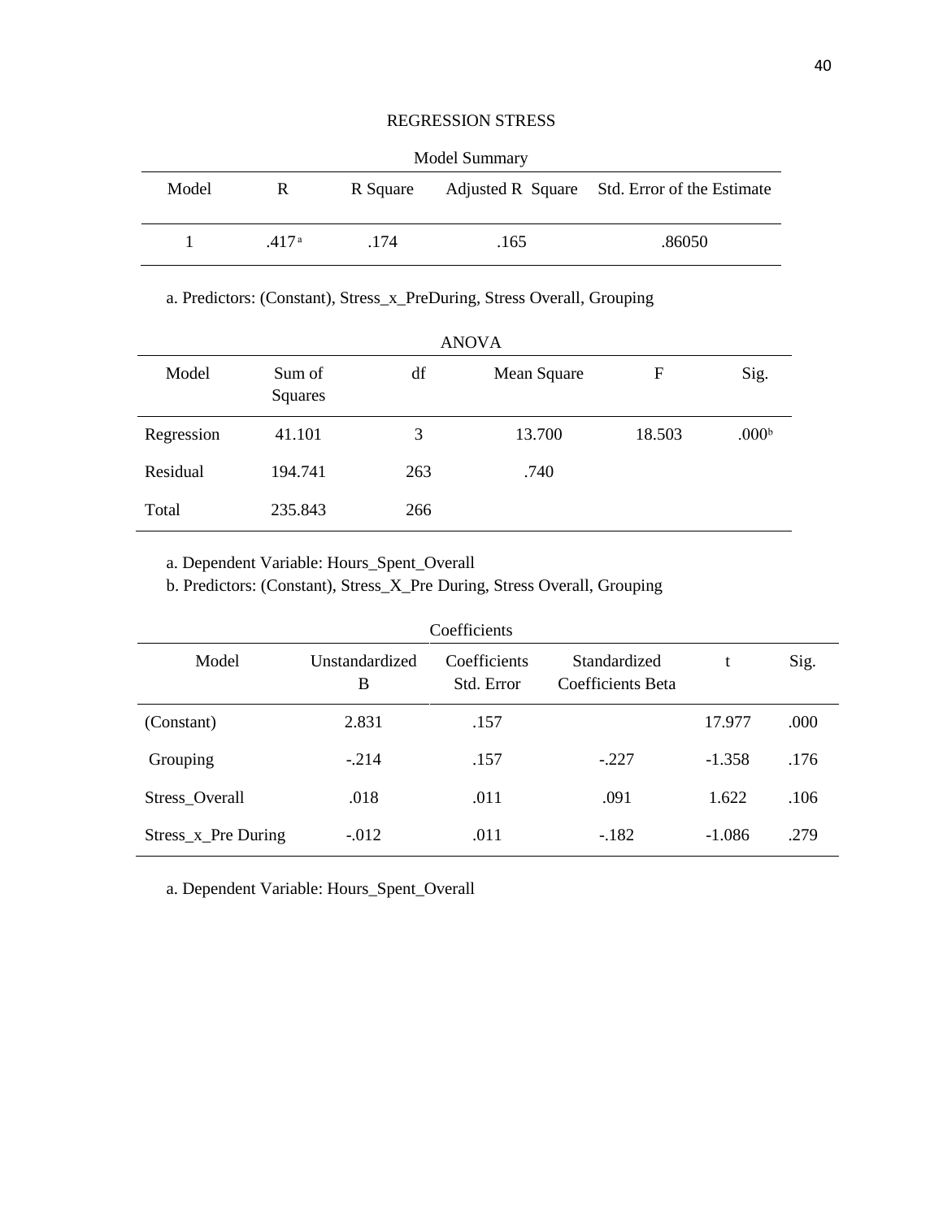REGRESSION STRESS

Model Summary

| Model | R | R Square | Adjusted R Square | Std. Error of the Estimate |
|---|---|---|---|---|
| 1 | .417[a] | .174 | .165 | .86050 |

a. Predictors: (Constant), Stress_x_PreDuring, Stress Overall, Grouping

ANOVA

| Model | Sum of Squares | df | Mean Square | F | Sig. |
|---|---|---|---|---|---|
| Regression | 41.101 | 3 | 13.700 | 18.503 | .000[b] |
| Residual | 194.741 | 263 | .740 | | |
| Total | 235.843 | 266 | | | |

a. Dependent Variable: Hours_Spent_Overall
b. Predictors: (Constant), Stress_X_Pre During, Stress Overall, Grouping

Coefficients

| Model | Unstandardized B | Coefficients Std. Error | Standardized Coefficients Beta | t | Sig. |
|---|---|---|---|---|---|
| (Constant) | 2.831 | .157 | | 17.977 | .000 |
| Grouping | -.214 | .157 | -.227 | -1.358 | .176 |
| Stress_Overall | .018 | .011 | .091 | 1.622 | .106 |
| Stress_x_Pre During | -.012 | .011 | -.182 | -1.086 | .279 |

a. Dependent Variable: Hours_Spent_Overall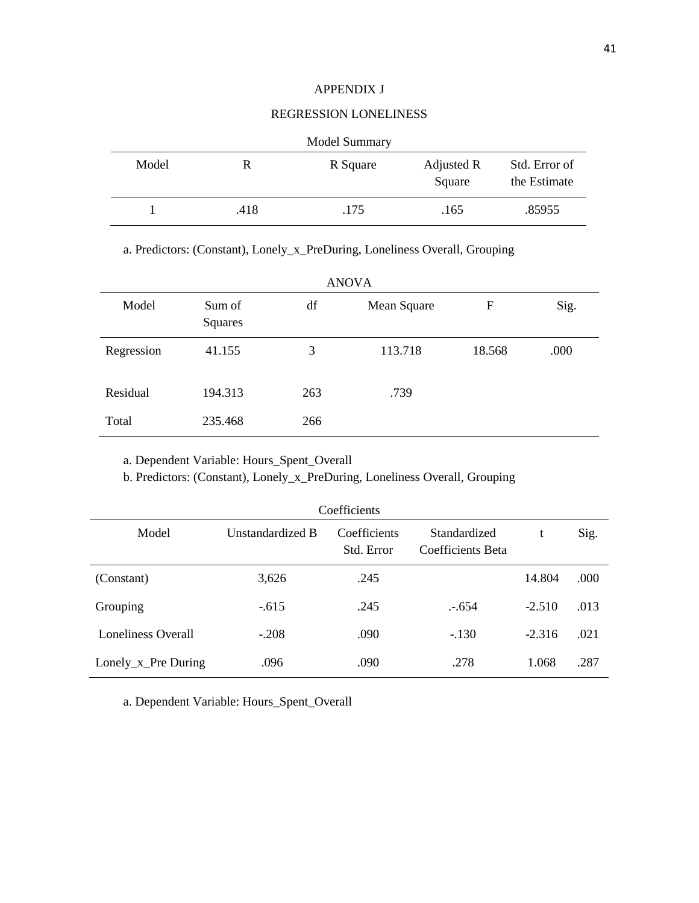# APPENDIX J

## REGRESSION LONELINESS

Model Summary

| Model | R | R Square | Adjusted R Square | Std. Error of the Estimate |
|---|---|---|---|---|
| 1 | .418 | .175 | .165 | .85955 |

a. Predictors: (Constant), Lonely_x_PreDuring, Loneliness Overall, Grouping

ANOVA

| Model | Sum of Squares | df | Mean Square | F | Sig. |
|---|---|---|---|---|---|
| Regression | 41.155 | 3 | 113.718 | 18.568 | .000 |
| Residual | 194.313 | 263 | .739 | | |
| Total | 235.468 | 266 | | | |

a. Dependent Variable: Hours_Spent_Overall

b. Predictors: (Constant), Lonely_x_PreDuring, Loneliness Overall, Grouping

Coefficients

| Model | Unstandardized B | Coefficients Std. Error | Standardized Coefficients Beta | t | Sig. |
|---|---|---|---|---|---|
| (Constant) | 3,626 | .245 | | 14.804 | .000 |
| Grouping | -.615 | .245 | .-.654 | -2.510 | .013 |
| Loneliness Overall | -.208 | .090 | -.130 | -2.316 | .021 |
| Lonely_x_Pre During | .096 | .090 | .278 | 1.068 | .287 |

a. Dependent Variable: Hours_Spent_Overall